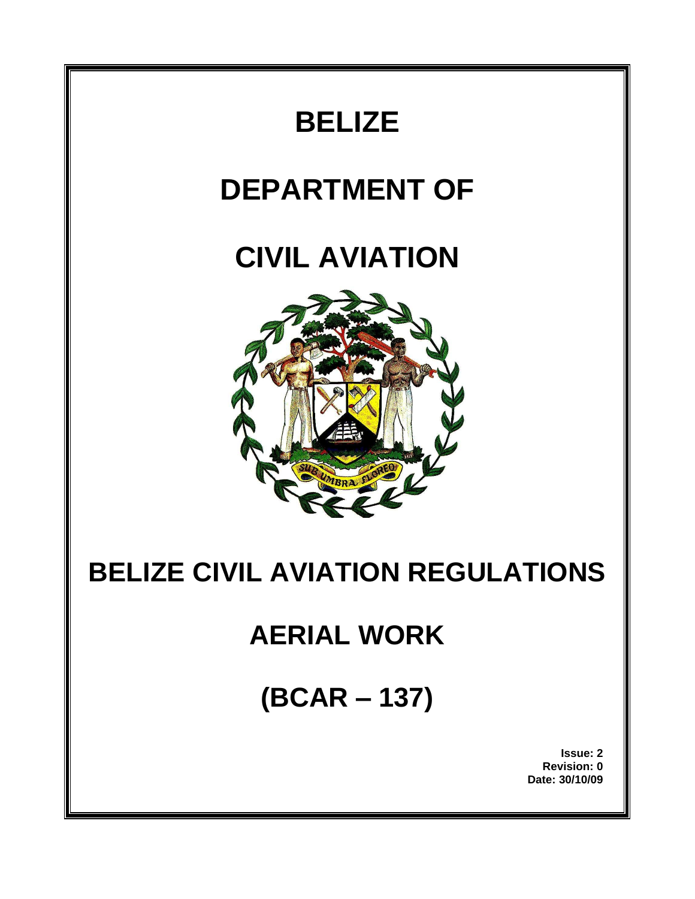# BELIZE

# DEPARTMENT OF

# CIVIL AVIATION

# BELIZE CIVIL AVIATION REGULATIONS

# AERIAL WORK

# (BCAR – 137)

**Issue: 2**
**Revision: 0**
**Date: 30/10/09**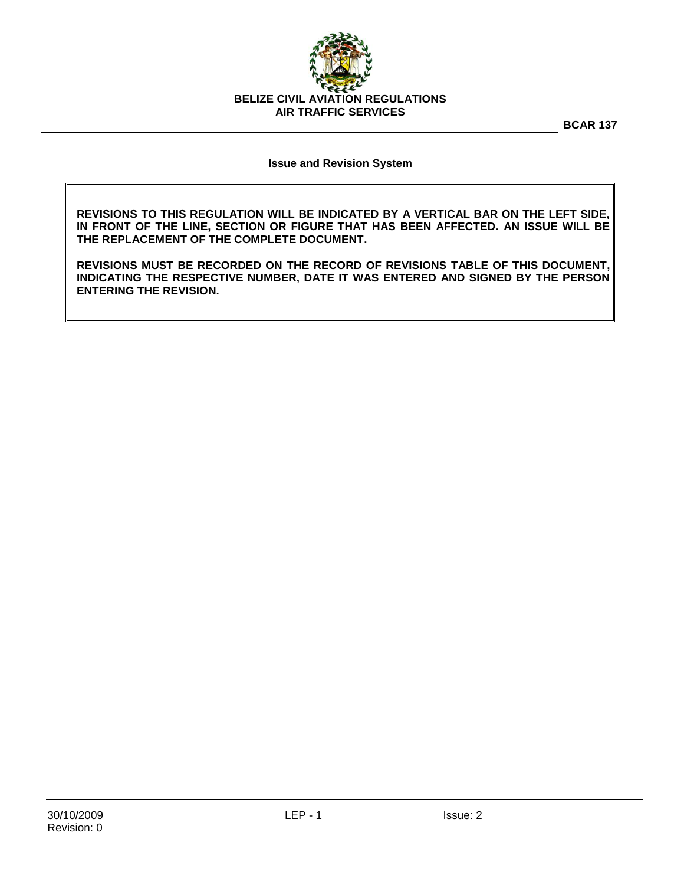## Issue and Revision System

**REVISIONS TO THIS REGULATION WILL BE INDICATED BY A VERTICAL BAR ON THE LEFT SIDE, IN FRONT OF THE LINE, SECTION OR FIGURE THAT HAS BEEN AFFECTED. AN ISSUE WILL BE THE REPLACEMENT OF THE COMPLETE DOCUMENT.**

**REVISIONS MUST BE RECORDED ON THE RECORD OF REVISIONS TABLE OF THIS DOCUMENT, INDICATING THE RESPECTIVE NUMBER, DATE IT WAS ENTERED AND SIGNED BY THE PERSON ENTERING THE REVISION.**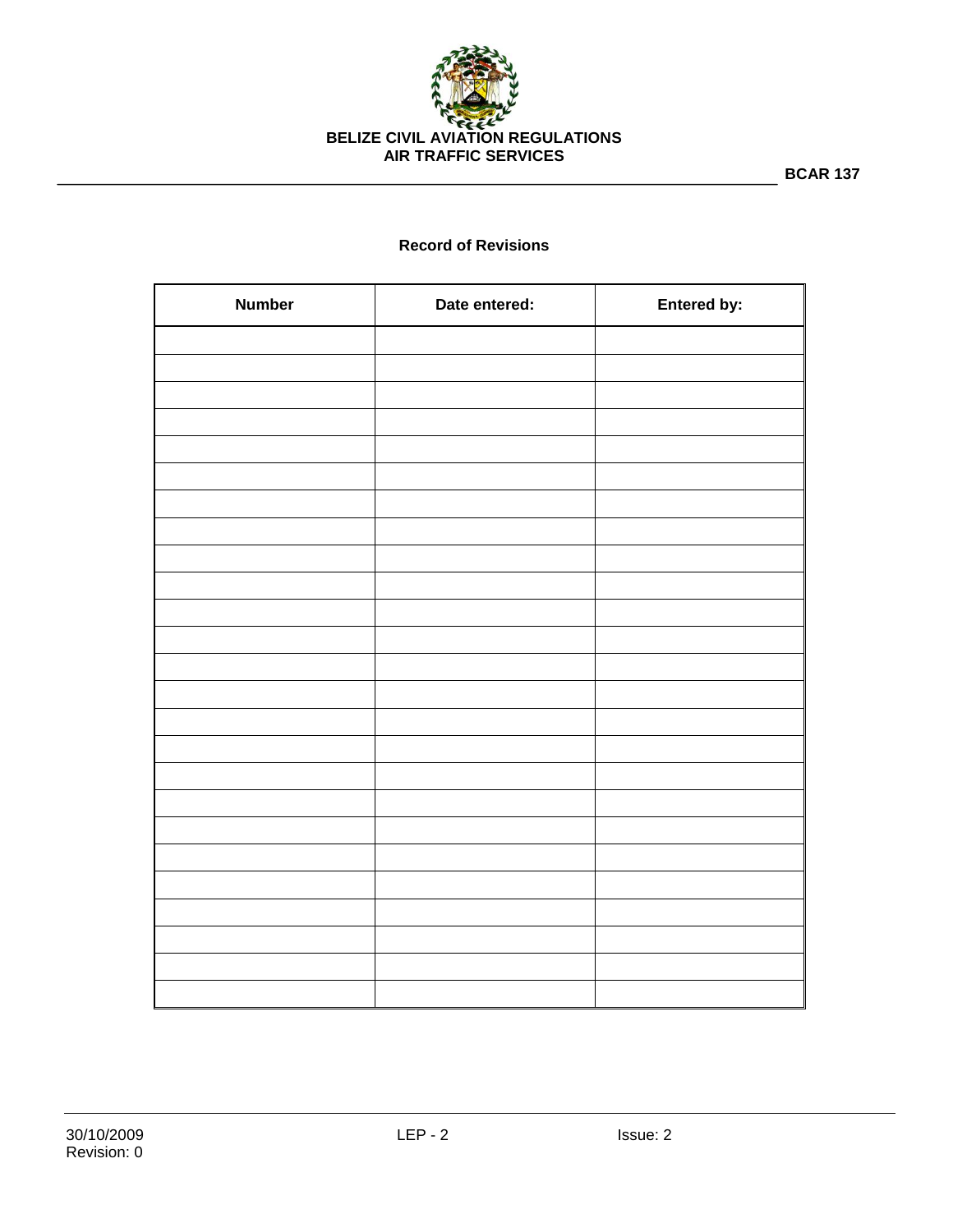## Record of Revisions

| Number | Date entered: | Entered by: |
|---|---|---|
| | | |
| | | |
| | | |
| | | |
| | | |
| | | |
| | | |
| | | |
| | | |
| | | |
| | | |
| | | |
| | | |
| | | |
| | | |
| | | |
| | | |
| | | |
| | | |
| | | |
| | | |
| | | |
| | | |
| | | |
| | | |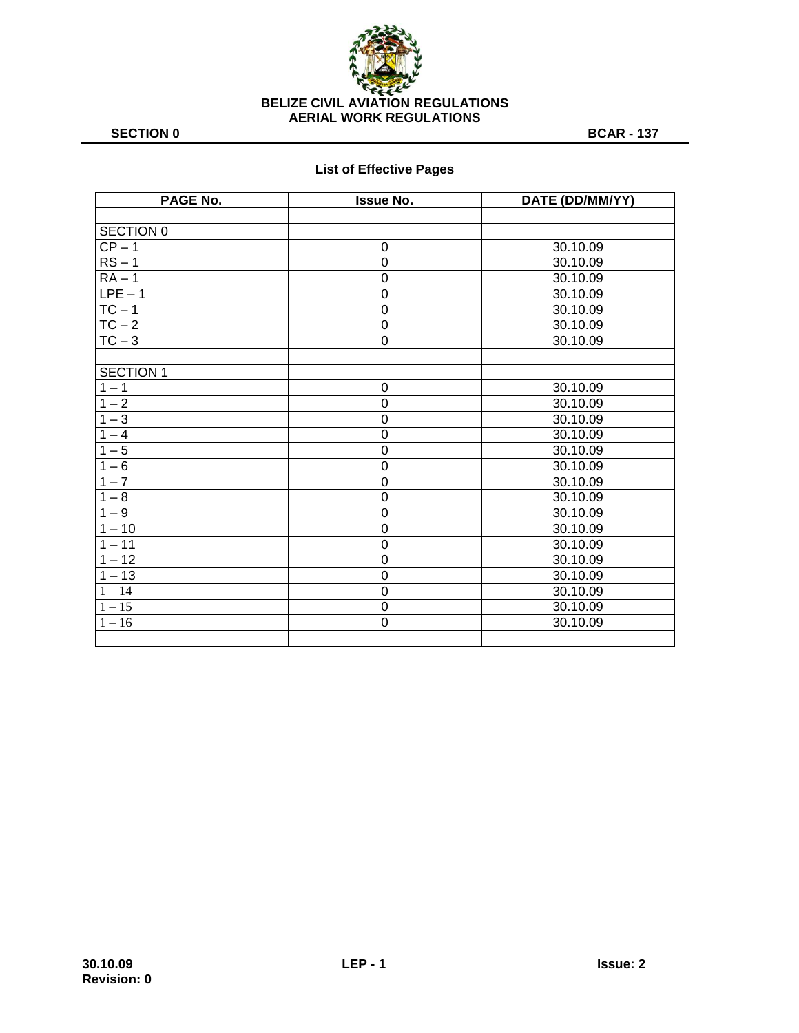## List of Effective Pages

| PAGE No. | Issue No. | DATE (DD/MM/YY) |
|---|---|---|
| | | |
| SECTION 0 | | |
| CP – 1 | 0 | 30.10.09 |
| RS – 1 | 0 | 30.10.09 |
| RA – 1 | 0 | 30.10.09 |
| LPE – 1 | 0 | 30.10.09 |
| TC – 1 | 0 | 30.10.09 |
| TC – 2 | 0 | 30.10.09 |
| TC – 3 | 0 | 30.10.09 |
| | | |
| SECTION 1 | | |
| 1 – 1 | 0 | 30.10.09 |
| 1 – 2 | 0 | 30.10.09 |
| 1 – 3 | 0 | 30.10.09 |
| 1 – 4 | 0 | 30.10.09 |
| 1 – 5 | 0 | 30.10.09 |
| 1 – 6 | 0 | 30.10.09 |
| 1 – 7 | 0 | 30.10.09 |
| 1 – 8 | 0 | 30.10.09 |
| 1 – 9 | 0 | 30.10.09 |
| 1 – 10 | 0 | 30.10.09 |
| 1 – 11 | 0 | 30.10.09 |
| 1 – 12 | 0 | 30.10.09 |
| 1 – 13 | 0 | 30.10.09 |
| 1 – 14 | 0 | 30.10.09 |
| 1 – 15 | 0 | 30.10.09 |
| 1 – 16 | 0 | 30.10.09 |
| | | |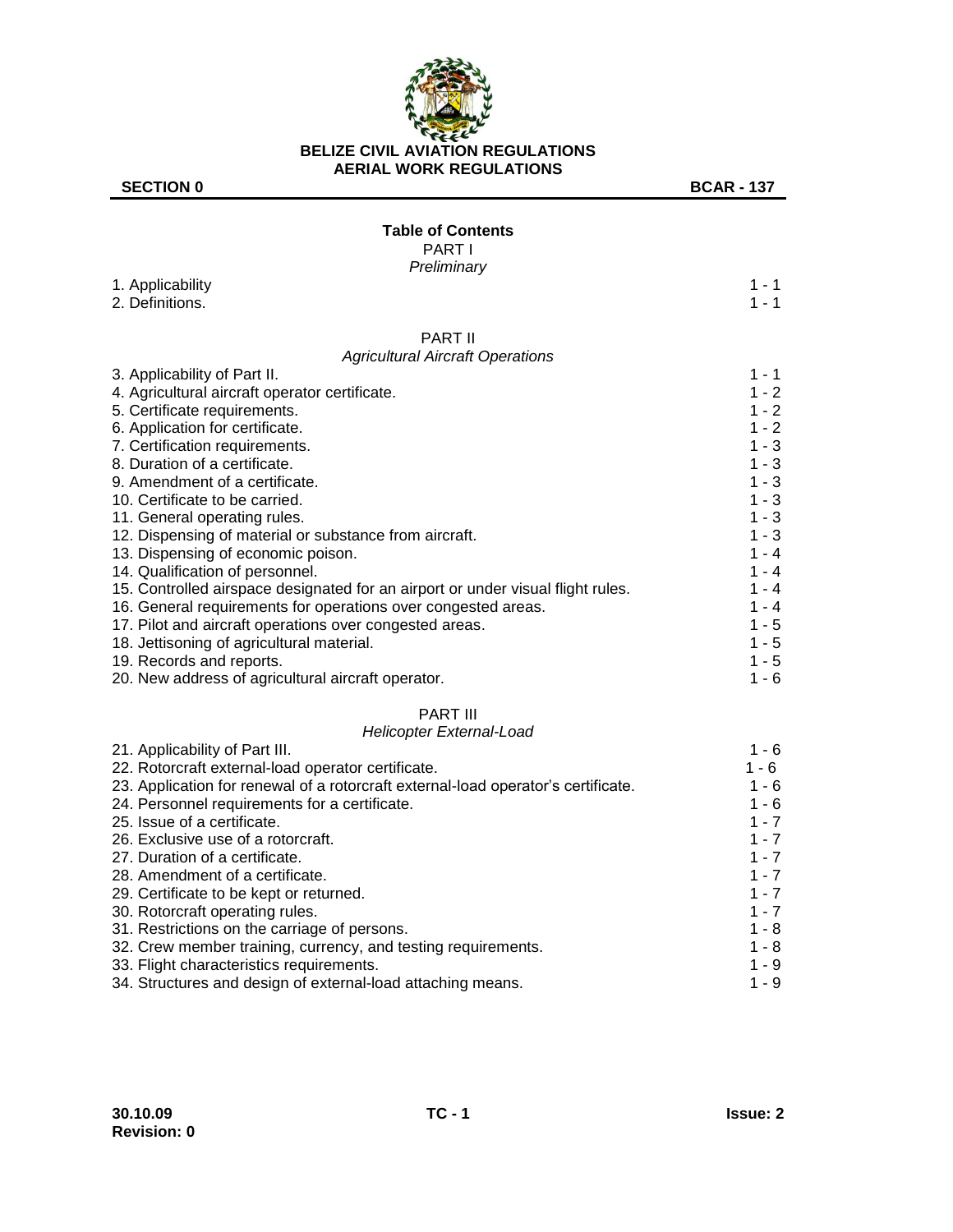# Table of Contents

## PART I

*Preliminary*

| | |
|---|---|
| 1. Applicability | 1 - 1 |
| 2. Definitions. | 1 - 1 |

## PART II

*Agricultural Aircraft Operations*

| | |
|---|---|
| 3. Applicability of Part II. | 1 - 1 |
| 4. Agricultural aircraft operator certificate. | 1 - 2 |
| 5. Certificate requirements. | 1 - 2 |
| 6. Application for certificate. | 1 - 2 |
| 7. Certification requirements. | 1 - 3 |
| 8. Duration of a certificate. | 1 - 3 |
| 9. Amendment of a certificate. | 1 - 3 |
| 10. Certificate to be carried. | 1 - 3 |
| 11. General operating rules. | 1 - 3 |
| 12. Dispensing of material or substance from aircraft. | 1 - 3 |
| 13. Dispensing of economic poison. | 1 - 4 |
| 14. Qualification of personnel. | 1 - 4 |
| 15. Controlled airspace designated for an airport or under visual flight rules. | 1 - 4 |
| 16. General requirements for operations over congested areas. | 1 - 4 |
| 17. Pilot and aircraft operations over congested areas. | 1 - 5 |
| 18. Jettisoning of agricultural material. | 1 - 5 |
| 19. Records and reports. | 1 - 5 |
| 20. New address of agricultural aircraft operator. | 1 - 6 |

## PART III

*Helicopter External-Load*

| | |
|---|---|
| 21. Applicability of Part III. | 1 - 6 |
| 22. Rotorcraft external-load operator certificate. | 1 - 6 |
| 23. Application for renewal of a rotorcraft external-load operator's certificate. | 1 - 6 |
| 24. Personnel requirements for a certificate. | 1 - 6 |
| 25. Issue of a certificate. | 1 - 7 |
| 26. Exclusive use of a rotorcraft. | 1 - 7 |
| 27. Duration of a certificate. | 1 - 7 |
| 28. Amendment of a certificate. | 1 - 7 |
| 29. Certificate to be kept or returned. | 1 - 7 |
| 30. Rotorcraft operating rules. | 1 - 7 |
| 31. Restrictions on the carriage of persons. | 1 - 8 |
| 32. Crew member training, currency, and testing requirements. | 1 - 8 |
| 33. Flight characteristics requirements. | 1 - 9 |
| 34. Structures and design of external-load attaching means. | 1 - 9 |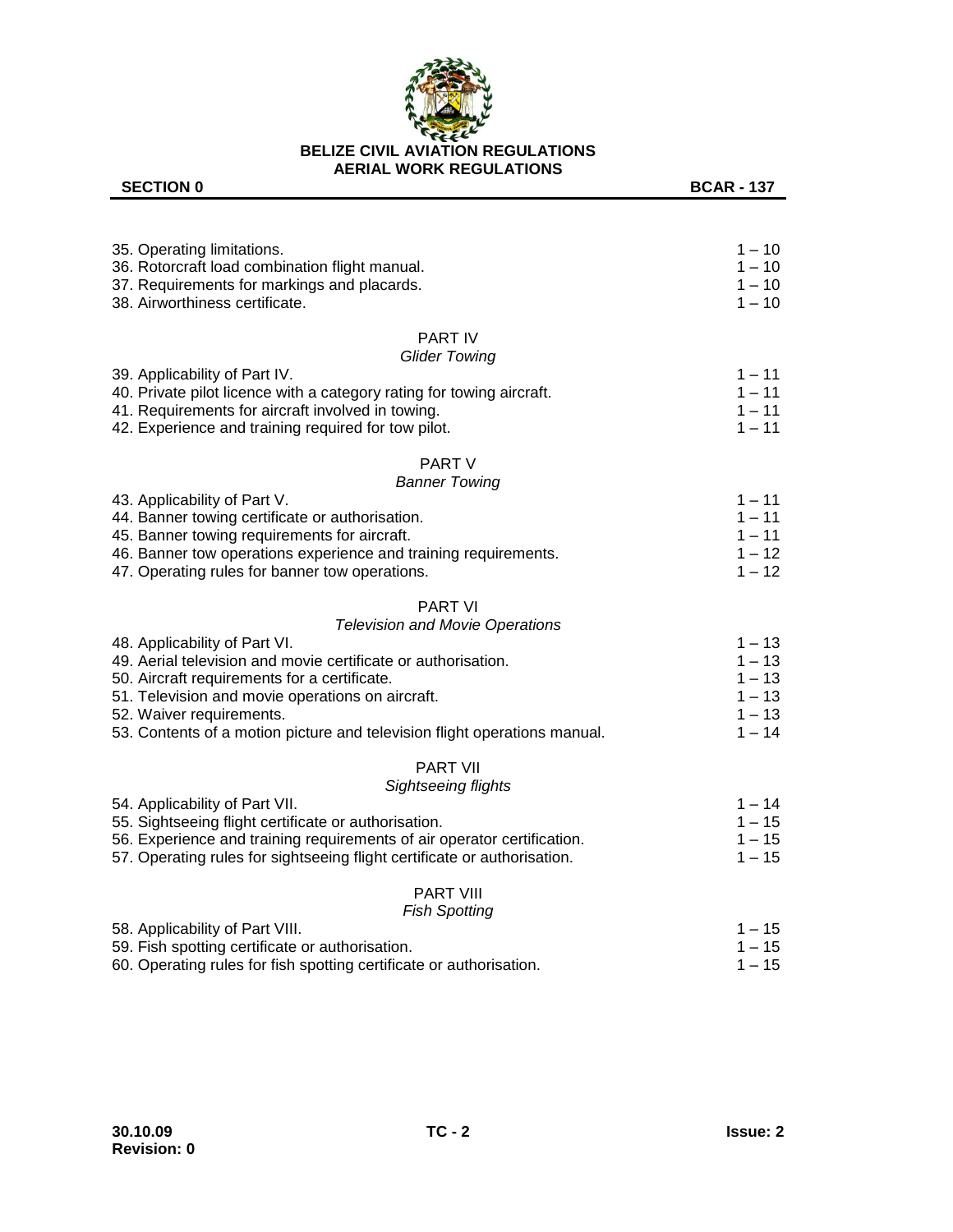| | |
|---|---|
| 35. Operating limitations. | 1 – 10 |
| 36. Rotorcraft load combination flight manual. | 1 – 10 |
| 37. Requirements for markings and placards. | 1 – 10 |
| 38. Airworthiness certificate. | 1 – 10 |

## PART IV

*Glider Towing*

| | |
|---|---|
| 39. Applicability of Part IV. | 1 – 11 |
| 40. Private pilot licence with a category rating for towing aircraft. | 1 – 11 |
| 41. Requirements for aircraft involved in towing. | 1 – 11 |
| 42. Experience and training required for tow pilot. | 1 – 11 |

## PART V

*Banner Towing*

| | |
|---|---|
| 43. Applicability of Part V. | 1 – 11 |
| 44. Banner towing certificate or authorisation. | 1 – 11 |
| 45. Banner towing requirements for aircraft. | 1 – 11 |
| 46. Banner tow operations experience and training requirements. | 1 – 12 |
| 47. Operating rules for banner tow operations. | 1 – 12 |

## PART VI

*Television and Movie Operations*

| | |
|---|---|
| 48. Applicability of Part VI. | 1 – 13 |
| 49. Aerial television and movie certificate or authorisation. | 1 – 13 |
| 50. Aircraft requirements for a certificate. | 1 – 13 |
| 51. Television and movie operations on aircraft. | 1 – 13 |
| 52. Waiver requirements. | 1 – 13 |
| 53. Contents of a motion picture and television flight operations manual. | 1 – 14 |

## PART VII

*Sightseeing flights*

| | |
|---|---|
| 54. Applicability of Part VII. | 1 – 14 |
| 55. Sightseeing flight certificate or authorisation. | 1 – 15 |
| 56. Experience and training requirements of air operator certification. | 1 – 15 |
| 57. Operating rules for sightseeing flight certificate or authorisation. | 1 – 15 |

## PART VIII

*Fish Spotting*

| | |
|---|---|
| 58. Applicability of Part VIII. | 1 – 15 |
| 59. Fish spotting certificate or authorisation. | 1 – 15 |
| 60. Operating rules for fish spotting certificate or authorisation. | 1 – 15 |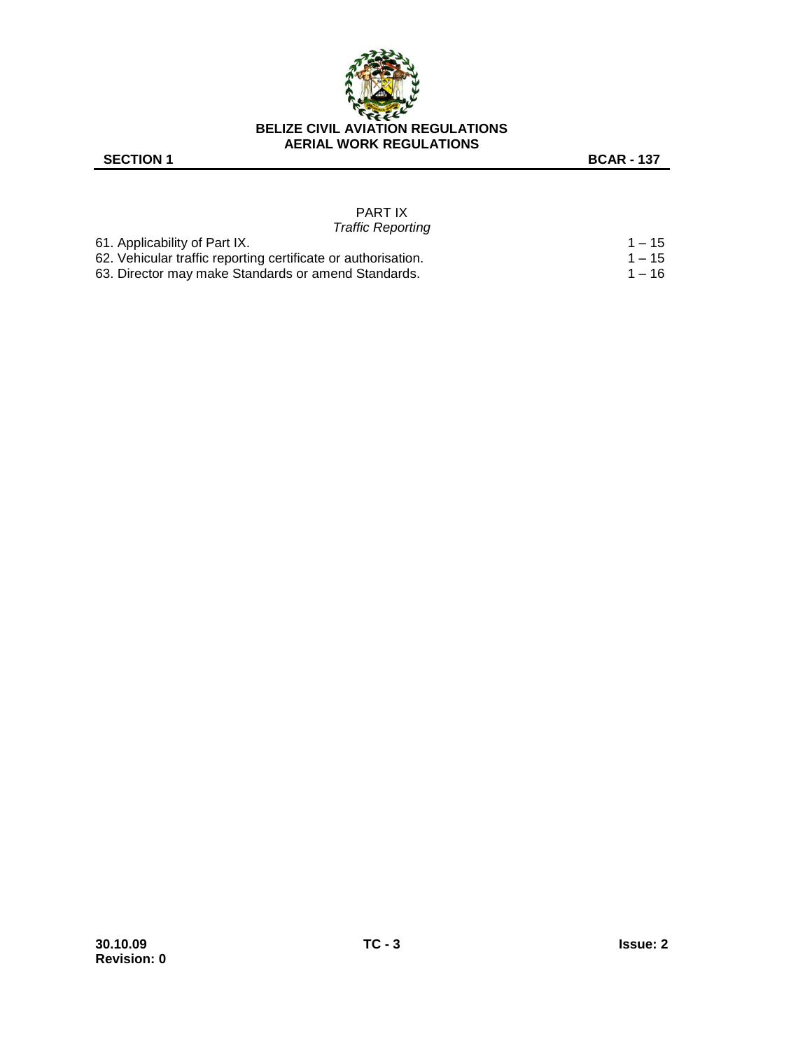## PART IX
*Traffic Reporting*

| | |
|---|---|
| 61. Applicability of Part IX. | 1 – 15 |
| 62. Vehicular traffic reporting certificate or authorisation. | 1 – 15 |
| 63. Director may make Standards or amend Standards. | 1 – 16 |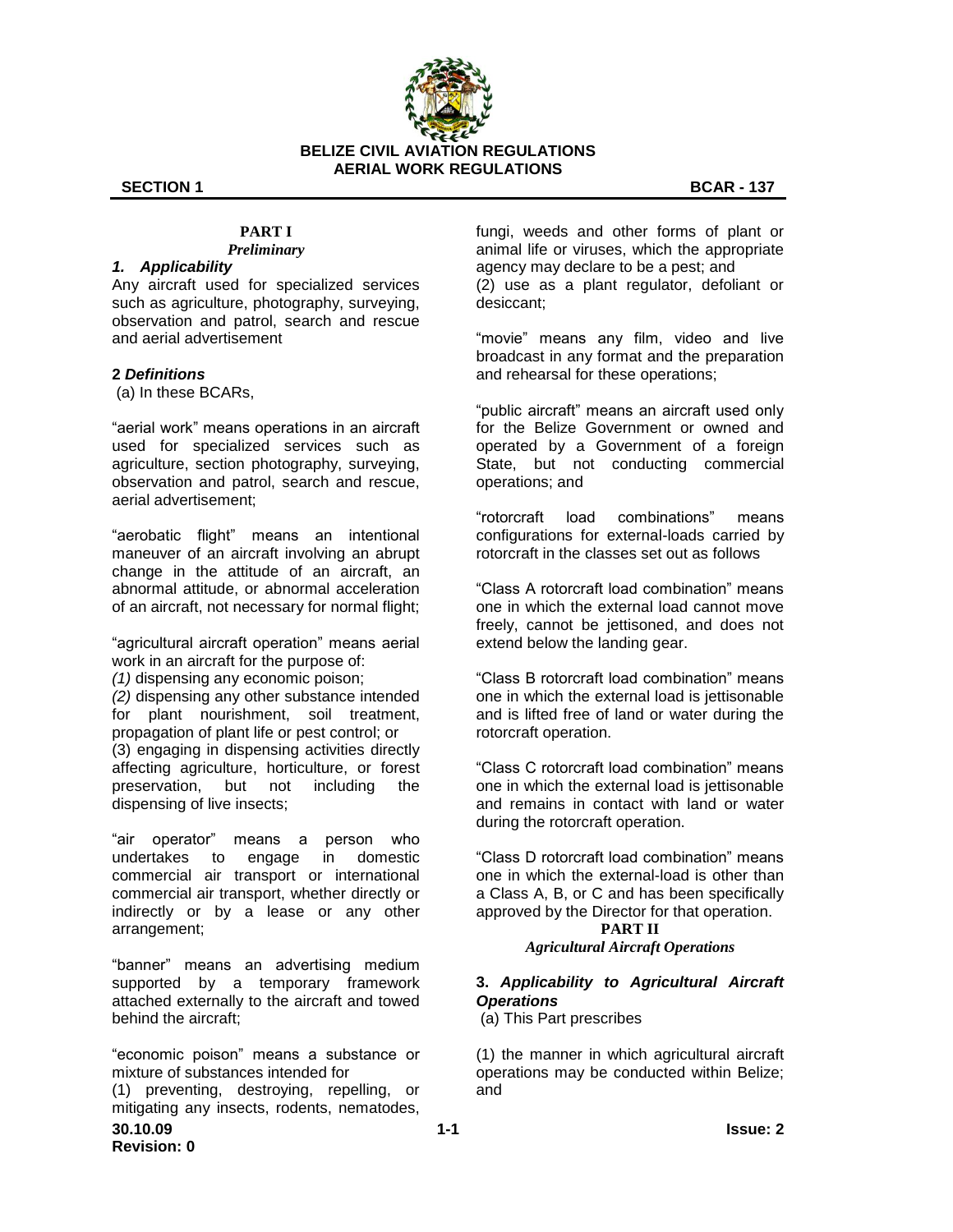## PART I

### *Preliminary*

### *1. Applicability*

Any aircraft used for specialized services such as agriculture, photography, surveying, observation and patrol, search and rescue and aerial advertisement

### 2 *Definitions*

(a) In these BCARs,

"aerial work" means operations in an aircraft used for specialized services such as agriculture, section photography, surveying, observation and patrol, search and rescue, aerial advertisement;

"aerobatic flight" means an intentional maneuver of an aircraft involving an abrupt change in the attitude of an aircraft, an abnormal attitude, or abnormal acceleration of an aircraft, not necessary for normal flight;

"agricultural aircraft operation" means aerial work in an aircraft for the purpose of:

*(1)* dispensing any economic poison;

*(2)* dispensing any other substance intended for plant nourishment, soil treatment, propagation of plant life or pest control; or

(3) engaging in dispensing activities directly affecting agriculture, horticulture, or forest preservation, but not including the dispensing of live insects;

"air operator" means a person who undertakes to engage in domestic commercial air transport or international commercial air transport, whether directly or indirectly or by a lease or any other arrangement;

"banner" means an advertising medium supported by a temporary framework attached externally to the aircraft and towed behind the aircraft;

"economic poison" means a substance or mixture of substances intended for

(1) preventing, destroying, repelling, or mitigating any insects, rodents, nematodes, fungi, weeds and other forms of plant or animal life or viruses, which the appropriate agency may declare to be a pest; and

(2) use as a plant regulator, defoliant or desiccant;

"movie" means any film, video and live broadcast in any format and the preparation and rehearsal for these operations;

"public aircraft" means an aircraft used only for the Belize Government or owned and operated by a Government of a foreign State, but not conducting commercial operations; and

"rotorcraft load combinations" means configurations for external-loads carried by rotorcraft in the classes set out as follows

"Class A rotorcraft load combination" means one in which the external load cannot move freely, cannot be jettisoned, and does not extend below the landing gear.

"Class B rotorcraft load combination" means one in which the external load is jettisonable and is lifted free of land or water during the rotorcraft operation.

"Class C rotorcraft load combination" means one in which the external load is jettisonable and remains in contact with land or water during the rotorcraft operation.

"Class D rotorcraft load combination" means one in which the external-load is other than a Class A, B, or C and has been specifically approved by the Director for that operation.

## PART II

### *Agricultural Aircraft Operations*

### 3. *Applicability to Agricultural Aircraft Operations*

(a) This Part prescribes

(1) the manner in which agricultural aircraft operations may be conducted within Belize; and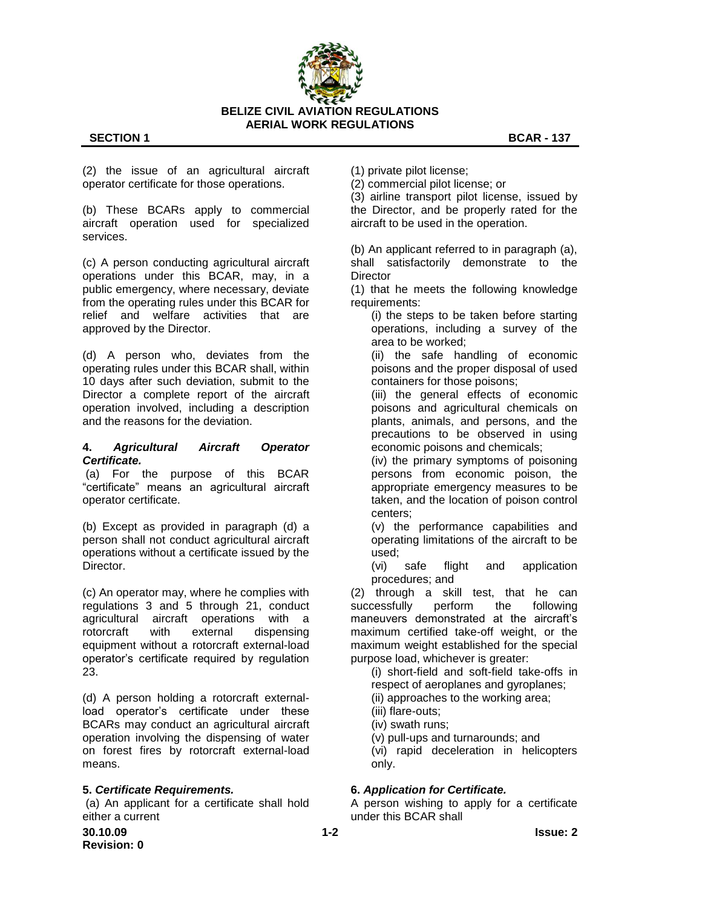(2) the issue of an agricultural aircraft operator certificate for those operations.

(b) These BCARs apply to commercial aircraft operation used for specialized services.

(c) A person conducting agricultural aircraft operations under this BCAR, may, in a public emergency, where necessary, deviate from the operating rules under this BCAR for relief and welfare activities that are approved by the Director.

(d) A person who, deviates from the operating rules under this BCAR shall, within 10 days after such deviation, submit to the Director a complete report of the aircraft operation involved, including a description and the reasons for the deviation.

**4. *Agricultural Aircraft Operator Certificate.***

(a) For the purpose of this BCAR "certificate" means an agricultural aircraft operator certificate.

(b) Except as provided in paragraph (d) a person shall not conduct agricultural aircraft operations without a certificate issued by the Director.

(c) An operator may, where he complies with regulations 3 and 5 through 21, conduct agricultural aircraft operations with a rotorcraft with external dispensing equipment without a rotorcraft external-load operator's certificate required by regulation 23.

(d) A person holding a rotorcraft external-load operator's certificate under these BCARs may conduct an agricultural aircraft operation involving the dispensing of water on forest fires by rotorcraft external-load means.

**5. *Certificate Requirements.***

(a) An applicant for a certificate shall hold either a current

(1) private pilot license;

(2) commercial pilot license; or

(3) airline transport pilot license, issued by the Director, and be properly rated for the aircraft to be used in the operation.

(b) An applicant referred to in paragraph (a), shall satisfactorily demonstrate to the Director

(1) that he meets the following knowledge requirements:

(i) the steps to be taken before starting operations, including a survey of the area to be worked;

(ii) the safe handling of economic poisons and the proper disposal of used containers for those poisons;

(iii) the general effects of economic poisons and agricultural chemicals on plants, animals, and persons, and the precautions to be observed in using economic poisons and chemicals;

(iv) the primary symptoms of poisoning persons from economic poison, the appropriate emergency measures to be taken, and the location of poison control centers;

(v) the performance capabilities and operating limitations of the aircraft to be used;

(vi) safe flight and application procedures; and

(2) through a skill test, that he can successfully perform the following maneuvers demonstrated at the aircraft's maximum certified take-off weight, or the maximum weight established for the special purpose load, whichever is greater:

(i) short-field and soft-field take-offs in respect of aeroplanes and gyroplanes;

(ii) approaches to the working area;

(iii) flare-outs;

(iv) swath runs;

(v) pull-ups and turnarounds; and

(vi) rapid deceleration in helicopters only.

**6. *Application for Certificate.***

A person wishing to apply for a certificate under this BCAR shall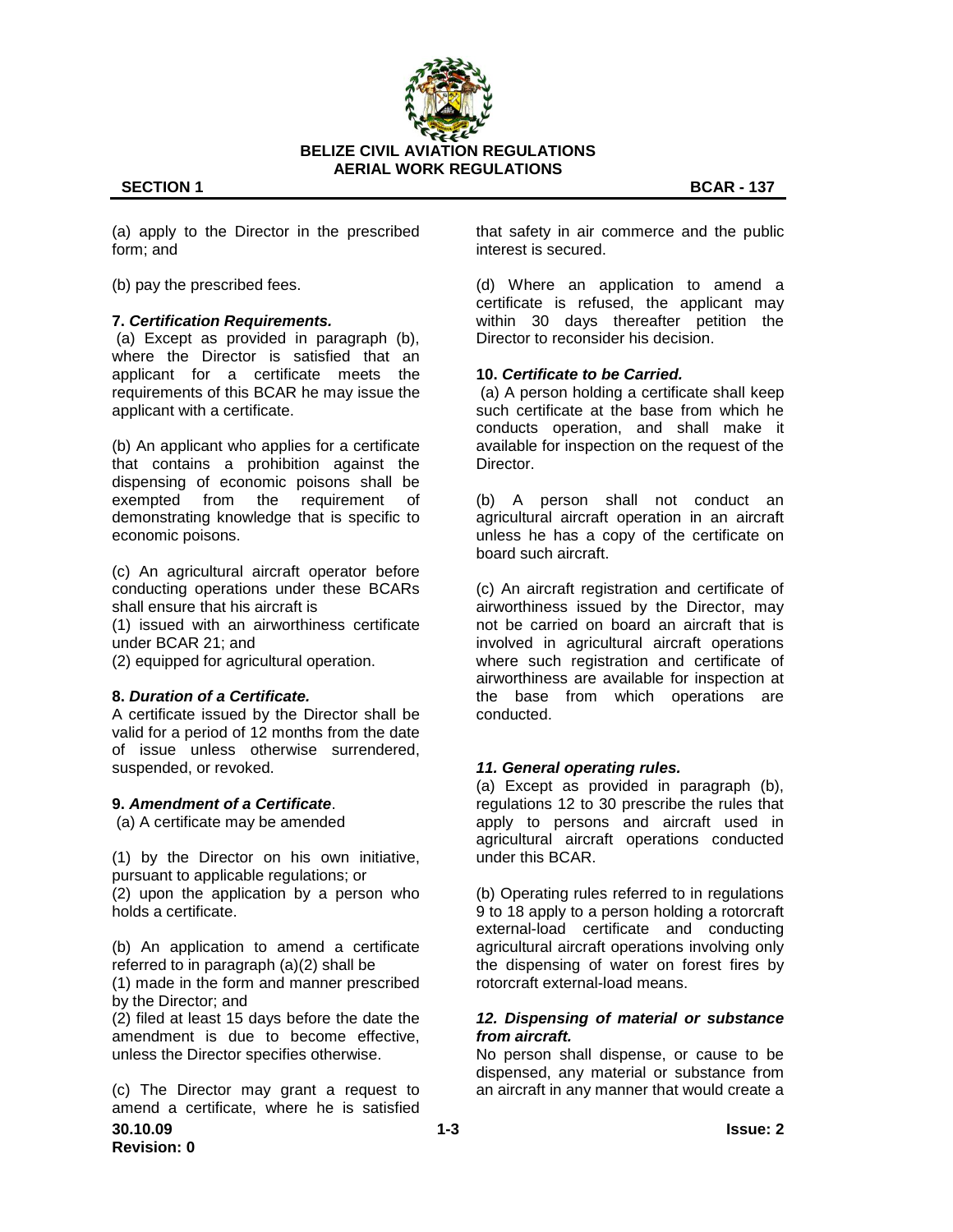(a) apply to the Director in the prescribed form; and

(b) pay the prescribed fees.

**7. *Certification Requirements.***

(a) Except as provided in paragraph (b), where the Director is satisfied that an applicant for a certificate meets the requirements of this BCAR he may issue the applicant with a certificate.

(b) An applicant who applies for a certificate that contains a prohibition against the dispensing of economic poisons shall be exempted from the requirement of demonstrating knowledge that is specific to economic poisons.

(c) An agricultural aircraft operator before conducting operations under these BCARs shall ensure that his aircraft is

(1) issued with an airworthiness certificate under BCAR 21; and

(2) equipped for agricultural operation.

**8. *Duration of a Certificate.***

A certificate issued by the Director shall be valid for a period of 12 months from the date of issue unless otherwise surrendered, suspended, or revoked.

**9. *Amendment of a Certificate*.**

(a) A certificate may be amended

(1) by the Director on his own initiative, pursuant to applicable regulations; or

(2) upon the application by a person who holds a certificate.

(b) An application to amend a certificate referred to in paragraph (a)(2) shall be

(1) made in the form and manner prescribed by the Director; and

(2) filed at least 15 days before the date the amendment is due to become effective, unless the Director specifies otherwise.

(c) The Director may grant a request to amend a certificate, where he is satisfied that safety in air commerce and the public interest is secured.

(d) Where an application to amend a certificate is refused, the applicant may within 30 days thereafter petition the Director to reconsider his decision.

**10. *Certificate to be Carried.***

(a) A person holding a certificate shall keep such certificate at the base from which he conducts operation, and shall make it available for inspection on the request of the Director.

(b) A person shall not conduct an agricultural aircraft operation in an aircraft unless he has a copy of the certificate on board such aircraft.

(c) An aircraft registration and certificate of airworthiness issued by the Director, may not be carried on board an aircraft that is involved in agricultural aircraft operations where such registration and certificate of airworthiness are available for inspection at the base from which operations are conducted.

***11. General operating rules.***

(a) Except as provided in paragraph (b), regulations 12 to 30 prescribe the rules that apply to persons and aircraft used in agricultural aircraft operations conducted under this BCAR.

(b) Operating rules referred to in regulations 9 to 18 apply to a person holding a rotorcraft external-load certificate and conducting agricultural aircraft operations involving only the dispensing of water on forest fires by rotorcraft external-load means.

***12. Dispensing of material or substance from aircraft.***

No person shall dispense, or cause to be dispensed, any material or substance from an aircraft in any manner that would create a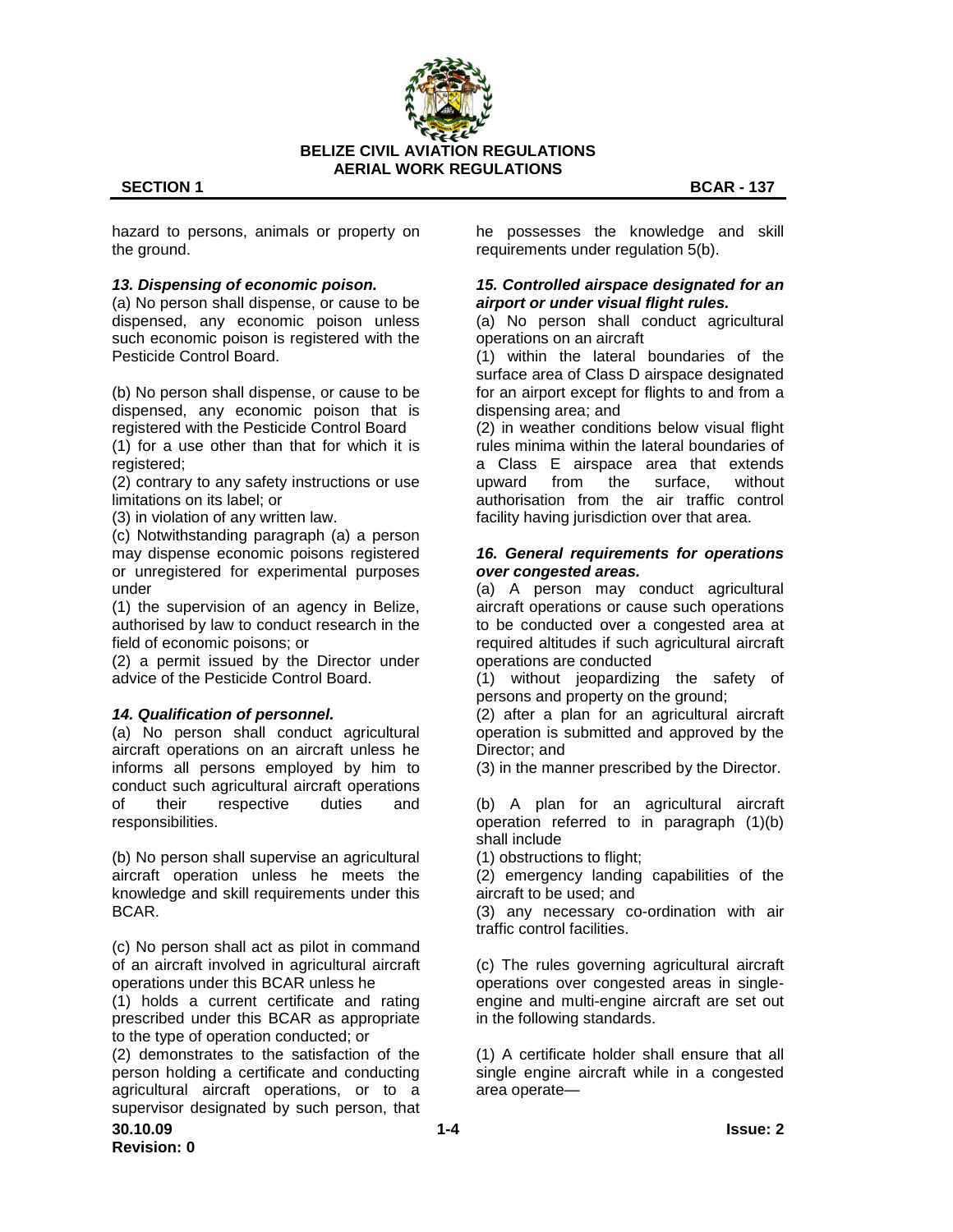hazard to persons, animals or property on the ground.

***13. Dispensing of economic poison.***

(a) No person shall dispense, or cause to be dispensed, any economic poison unless such economic poison is registered with the Pesticide Control Board.

(b) No person shall dispense, or cause to be dispensed, any economic poison that is registered with the Pesticide Control Board

(1) for a use other than that for which it is registered;

(2) contrary to any safety instructions or use limitations on its label; or

(3) in violation of any written law.

(c) Notwithstanding paragraph (a) a person may dispense economic poisons registered or unregistered for experimental purposes under

(1) the supervision of an agency in Belize, authorised by law to conduct research in the field of economic poisons; or

(2) a permit issued by the Director under advice of the Pesticide Control Board.

***14. Qualification of personnel.***

(a) No person shall conduct agricultural aircraft operations on an aircraft unless he informs all persons employed by him to conduct such agricultural aircraft operations of their respective duties and responsibilities.

(b) No person shall supervise an agricultural aircraft operation unless he meets the knowledge and skill requirements under this BCAR.

(c) No person shall act as pilot in command of an aircraft involved in agricultural aircraft operations under this BCAR unless he

(1) holds a current certificate and rating prescribed under this BCAR as appropriate to the type of operation conducted; or

(2) demonstrates to the satisfaction of the person holding a certificate and conducting agricultural aircraft operations, or to a supervisor designated by such person, that he possesses the knowledge and skill requirements under regulation 5(b).

***15. Controlled airspace designated for an airport or under visual flight rules.***

(a) No person shall conduct agricultural operations on an aircraft

(1) within the lateral boundaries of the surface area of Class D airspace designated for an airport except for flights to and from a dispensing area; and

(2) in weather conditions below visual flight rules minima within the lateral boundaries of a Class E airspace area that extends upward from the surface, without authorisation from the air traffic control facility having jurisdiction over that area.

***16. General requirements for operations over congested areas.***

(a) A person may conduct agricultural aircraft operations or cause such operations to be conducted over a congested area at required altitudes if such agricultural aircraft operations are conducted

(1) without jeopardizing the safety of persons and property on the ground;

(2) after a plan for an agricultural aircraft operation is submitted and approved by the Director; and

(3) in the manner prescribed by the Director.

(b) A plan for an agricultural aircraft operation referred to in paragraph (1)(b) shall include

(1) obstructions to flight;

(2) emergency landing capabilities of the aircraft to be used; and

(3) any necessary co-ordination with air traffic control facilities.

(c) The rules governing agricultural aircraft operations over congested areas in single-engine and multi-engine aircraft are set out in the following standards.

(1) A certificate holder shall ensure that all single engine aircraft while in a congested area operate—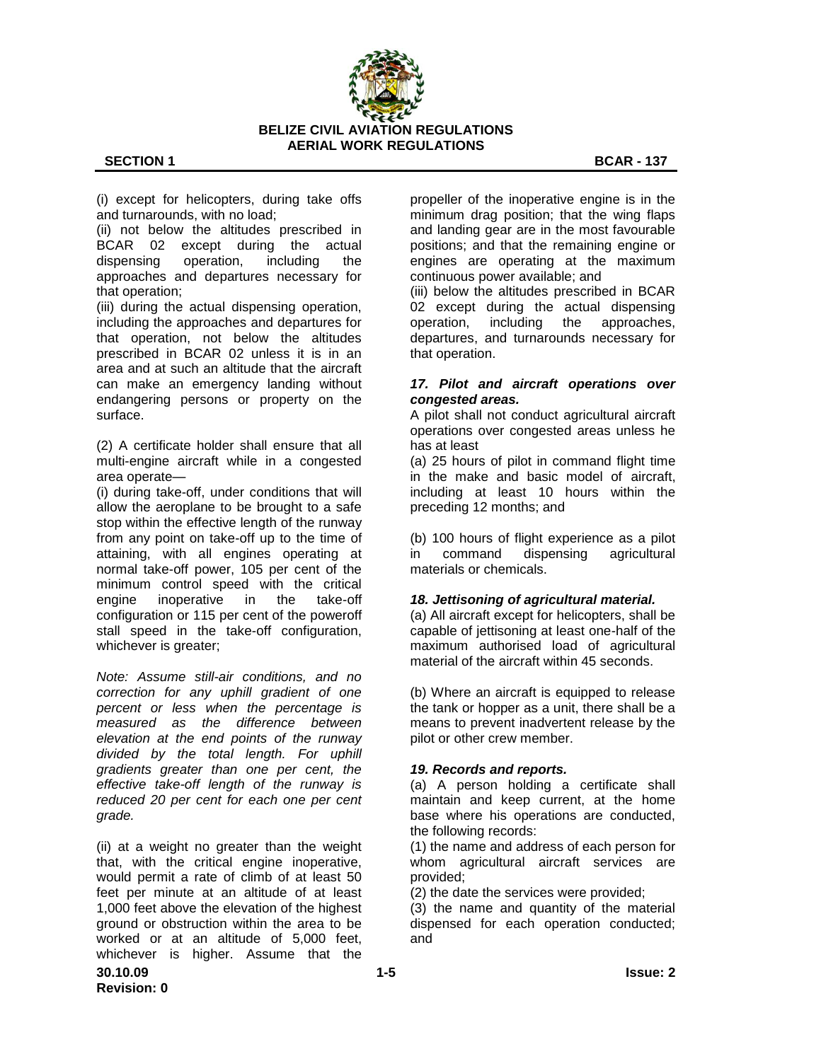(i) except for helicopters, during take offs and turnarounds, with no load;
(ii) not below the altitudes prescribed in BCAR 02 except during the actual dispensing operation, including the approaches and departures necessary for that operation;
(iii) during the actual dispensing operation, including the approaches and departures for that operation, not below the altitudes prescribed in BCAR 02 unless it is in an area and at such an altitude that the aircraft can make an emergency landing without endangering persons or property on the surface.

(2) A certificate holder shall ensure that all multi-engine aircraft while in a congested area operate—
(i) during take-off, under conditions that will allow the aeroplane to be brought to a safe stop within the effective length of the runway from any point on take-off up to the time of attaining, with all engines operating at normal take-off power, 105 per cent of the minimum control speed with the critical engine inoperative in the take-off configuration or 115 per cent of the poweroff stall speed in the take-off configuration, whichever is greater;

*Note: Assume still-air conditions, and no correction for any uphill gradient of one percent or less when the percentage is measured as the difference between elevation at the end points of the runway divided by the total length. For uphill gradients greater than one per cent, the effective take-off length of the runway is reduced 20 per cent for each one per cent grade.*

(ii) at a weight no greater than the weight that, with the critical engine inoperative, would permit a rate of climb of at least 50 feet per minute at an altitude of at least 1,000 feet above the elevation of the highest ground or obstruction within the area to be worked or at an altitude of 5,000 feet, whichever is higher. Assume that the propeller of the inoperative engine is in the minimum drag position; that the wing flaps and landing gear are in the most favourable positions; and that the remaining engine or engines are operating at the maximum continuous power available; and
(iii) below the altitudes prescribed in BCAR 02 except during the actual dispensing operation, including the approaches, departures, and turnarounds necessary for that operation.

### *17. Pilot and aircraft operations over congested areas.*

A pilot shall not conduct agricultural aircraft operations over congested areas unless he has at least
(a) 25 hours of pilot in command flight time in the make and basic model of aircraft, including at least 10 hours within the preceding 12 months; and

(b) 100 hours of flight experience as a pilot in command dispensing agricultural materials or chemicals.

### *18. Jettisoning of agricultural material.*

(a) All aircraft except for helicopters, shall be capable of jettisoning at least one-half of the maximum authorised load of agricultural material of the aircraft within 45 seconds.

(b) Where an aircraft is equipped to release the tank or hopper as a unit, there shall be a means to prevent inadvertent release by the pilot or other crew member.

### *19. Records and reports.*

(a) A person holding a certificate shall maintain and keep current, at the home base where his operations are conducted, the following records:
(1) the name and address of each person for whom agricultural aircraft services are provided;
(2) the date the services were provided;
(3) the name and quantity of the material dispensed for each operation conducted; and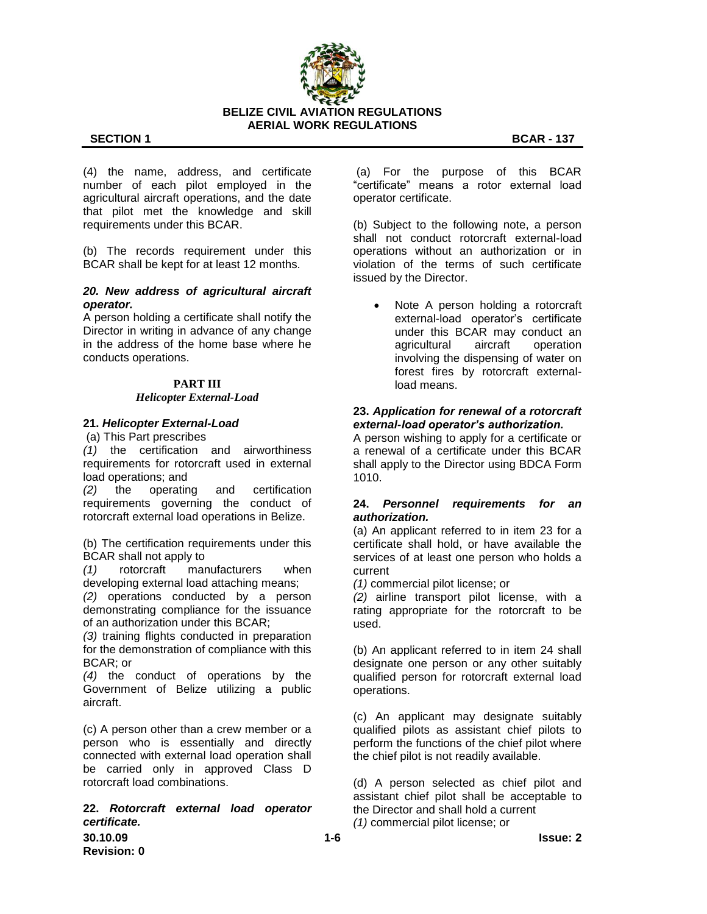(4) the name, address, and certificate number of each pilot employed in the agricultural aircraft operations, and the date that pilot met the knowledge and skill requirements under this BCAR.

(b) The records requirement under this BCAR shall be kept for at least 12 months.

***20. New address of agricultural aircraft operator.***

A person holding a certificate shall notify the Director in writing in advance of any change in the address of the home base where he conducts operations.

## PART III

*Helicopter External-Load*

**21. *Helicopter External-Load***

(a) This Part prescribes

*(1)* the certification and airworthiness requirements for rotorcraft used in external load operations; and

*(2)* the operating and certification requirements governing the conduct of rotorcraft external load operations in Belize.

(b) The certification requirements under this BCAR shall not apply to

*(1)* rotorcraft manufacturers when developing external load attaching means;

*(2)* operations conducted by a person demonstrating compliance for the issuance of an authorization under this BCAR;

*(3)* training flights conducted in preparation for the demonstration of compliance with this BCAR; or

*(4)* the conduct of operations by the Government of Belize utilizing a public aircraft.

(c) A person other than a crew member or a person who is essentially and directly connected with external load operation shall be carried only in approved Class D rotorcraft load combinations.

**22. *Rotorcraft external load operator certificate.***

(a) For the purpose of this BCAR "certificate" means a rotor external load operator certificate.

(b) Subject to the following note, a person shall not conduct rotorcraft external-load operations without an authorization or in violation of the terms of such certificate issued by the Director.

- Note A person holding a rotorcraft external-load operator's certificate under this BCAR may conduct an agricultural aircraft operation involving the dispensing of water on forest fires by rotorcraft external-load means.

**23. *Application for renewal of a rotorcraft external-load operator's authorization.***

A person wishing to apply for a certificate or a renewal of a certificate under this BCAR shall apply to the Director using BDCA Form 1010.

**24. *Personnel requirements for an authorization.***

(a) An applicant referred to in item 23 for a certificate shall hold, or have available the services of at least one person who holds a current

*(1)* commercial pilot license; or

*(2)* airline transport pilot license, with a rating appropriate for the rotorcraft to be used.

(b) An applicant referred to in item 24 shall designate one person or any other suitably qualified person for rotorcraft external load operations.

(c) An applicant may designate suitably qualified pilots as assistant chief pilots to perform the functions of the chief pilot where the chief pilot is not readily available.

(d) A person selected as chief pilot and assistant chief pilot shall be acceptable to the Director and shall hold a current

*(1)* commercial pilot license; or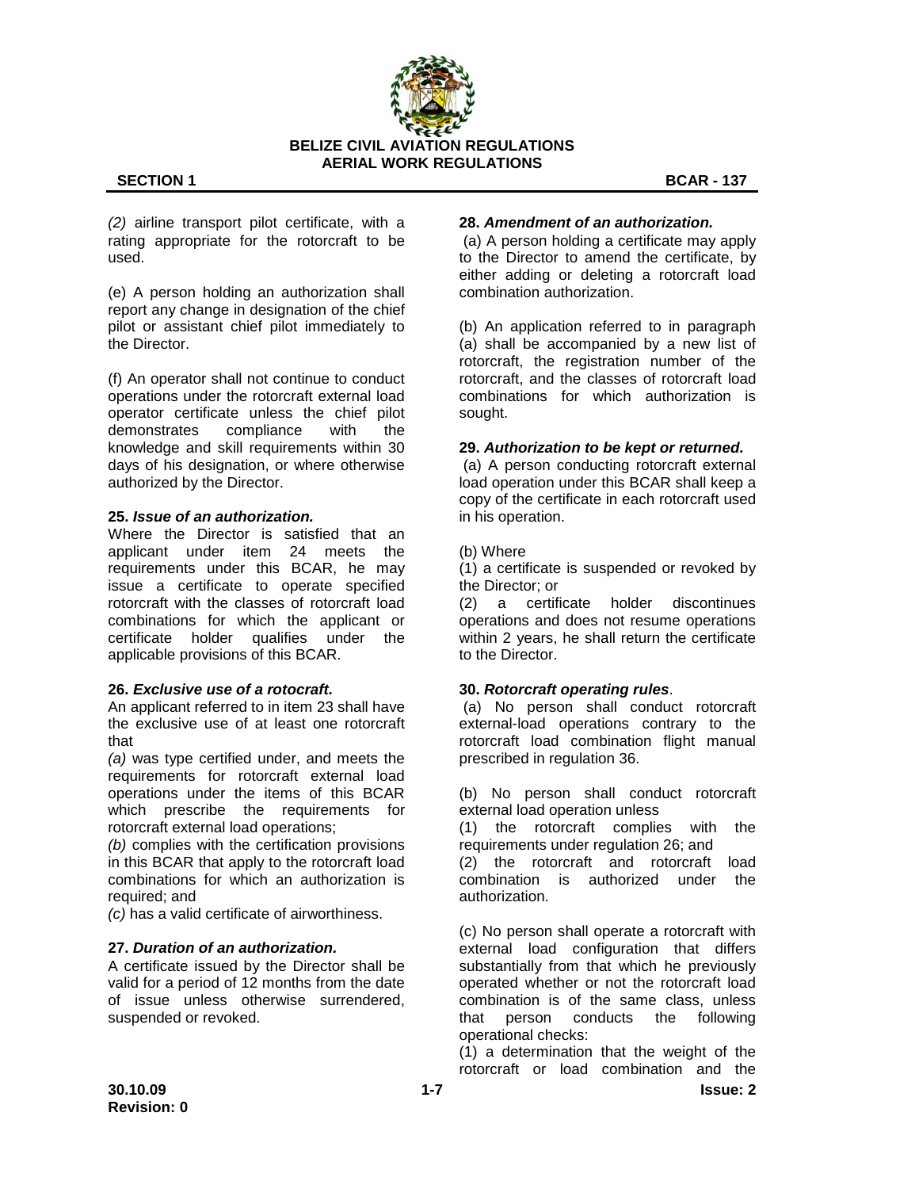*(2)* airline transport pilot certificate, with a rating appropriate for the rotorcraft to be used.

(e) A person holding an authorization shall report any change in designation of the chief pilot or assistant chief pilot immediately to the Director.

(f) An operator shall not continue to conduct operations under the rotorcraft external load operator certificate unless the chief pilot demonstrates compliance with the knowledge and skill requirements within 30 days of his designation, or where otherwise authorized by the Director.

**25. *Issue of an authorization.***
Where the Director is satisfied that an applicant under item 24 meets the requirements under this BCAR, he may issue a certificate to operate specified rotorcraft with the classes of rotorcraft load combinations for which the applicant or certificate holder qualifies under the applicable provisions of this BCAR.

**26. *Exclusive use of a rotocraft.***
An applicant referred to in item 23 shall have the exclusive use of at least one rotorcraft that

*(a)* was type certified under, and meets the requirements for rotorcraft external load operations under the items of this BCAR which prescribe the requirements for rotorcraft external load operations;

*(b)* complies with the certification provisions in this BCAR that apply to the rotorcraft load combinations for which an authorization is required; and

*(c)* has a valid certificate of airworthiness.

**27. *Duration of an authorization.***
A certificate issued by the Director shall be valid for a period of 12 months from the date of issue unless otherwise surrendered, suspended or revoked.

**28. *Amendment of an authorization.***
(a) A person holding a certificate may apply to the Director to amend the certificate, by either adding or deleting a rotorcraft load combination authorization.

(b) An application referred to in paragraph (a) shall be accompanied by a new list of rotorcraft, the registration number of the rotorcraft, and the classes of rotorcraft load combinations for which authorization is sought.

**29. *Authorization to be kept or returned.***
(a) A person conducting rotorcraft external load operation under this BCAR shall keep a copy of the certificate in each rotorcraft used in his operation.

(b) Where

(1) a certificate is suspended or revoked by the Director; or

(2) a certificate holder discontinues operations and does not resume operations within 2 years, he shall return the certificate to the Director.

**30. *Rotorcraft operating rules*.**
(a) No person shall conduct rotorcraft external-load operations contrary to the rotorcraft load combination flight manual prescribed in regulation 36.

(b) No person shall conduct rotorcraft external load operation unless

(1) the rotorcraft complies with the requirements under regulation 26; and

(2) the rotorcraft and rotorcraft load combination is authorized under the authorization.

(c) No person shall operate a rotorcraft with external load configuration that differs substantially from that which he previously operated whether or not the rotorcraft load combination is of the same class, unless that person conducts the following operational checks:

(1) a determination that the weight of the rotorcraft or load combination and the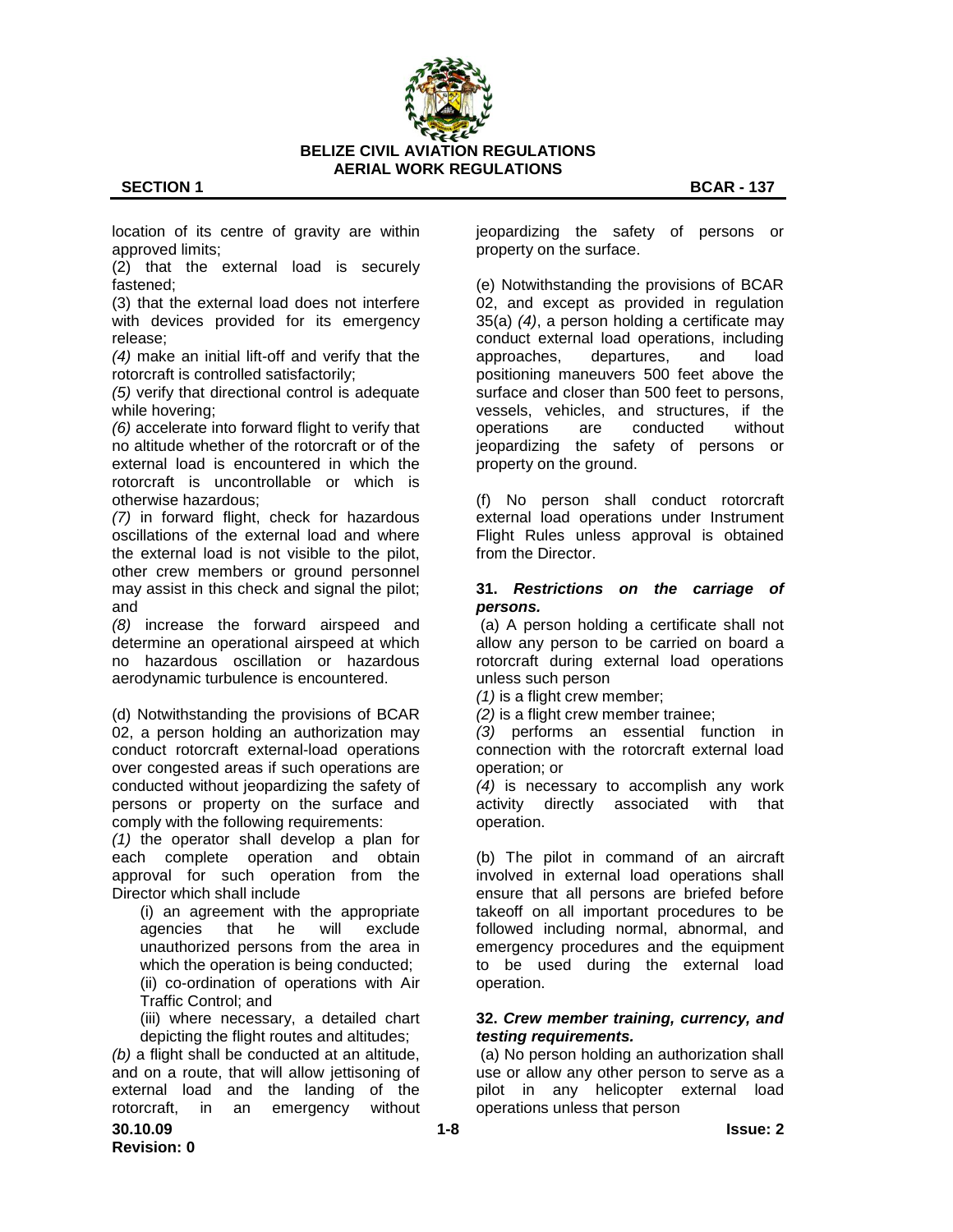location of its centre of gravity are within approved limits;

(2) that the external load is securely fastened;

(3) that the external load does not interfere with devices provided for its emergency release;

*(4)* make an initial lift-off and verify that the rotorcraft is controlled satisfactorily;

*(5)* verify that directional control is adequate while hovering;

*(6)* accelerate into forward flight to verify that no altitude whether of the rotorcraft or of the external load is encountered in which the rotorcraft is uncontrollable or which is otherwise hazardous;

*(7)* in forward flight, check for hazardous oscillations of the external load and where the external load is not visible to the pilot, other crew members or ground personnel may assist in this check and signal the pilot; and

*(8)* increase the forward airspeed and determine an operational airspeed at which no hazardous oscillation or hazardous aerodynamic turbulence is encountered.

(d) Notwithstanding the provisions of BCAR 02, a person holding an authorization may conduct rotorcraft external-load operations over congested areas if such operations are conducted without jeopardizing the safety of persons or property on the surface and comply with the following requirements:

*(1)* the operator shall develop a plan for each complete operation and obtain approval for such operation from the Director which shall include

(i) an agreement with the appropriate agencies that he will exclude unauthorized persons from the area in which the operation is being conducted;

(ii) co-ordination of operations with Air Traffic Control; and

(iii) where necessary, a detailed chart depicting the flight routes and altitudes;

*(b)* a flight shall be conducted at an altitude, and on a route, that will allow jettisoning of external load and the landing of the rotorcraft, in an emergency without jeopardizing the safety of persons or property on the surface.

(e) Notwithstanding the provisions of BCAR 02, and except as provided in regulation 35(a) *(4)*, a person holding a certificate may conduct external load operations, including approaches, departures, and load positioning maneuvers 500 feet above the surface and closer than 500 feet to persons, vessels, vehicles, and structures, if the operations are conducted without jeopardizing the safety of persons or property on the ground.

(f) No person shall conduct rotorcraft external load operations under Instrument Flight Rules unless approval is obtained from the Director.

**31. *Restrictions on the carriage of persons.***

(a) A person holding a certificate shall not allow any person to be carried on board a rotorcraft during external load operations unless such person

*(1)* is a flight crew member;

*(2)* is a flight crew member trainee;

*(3)* performs an essential function in connection with the rotorcraft external load operation; or

*(4)* is necessary to accomplish any work activity directly associated with that operation.

(b) The pilot in command of an aircraft involved in external load operations shall ensure that all persons are briefed before takeoff on all important procedures to be followed including normal, abnormal, and emergency procedures and the equipment to be used during the external load operation.

**32. *Crew member training, currency, and testing requirements.***

(a) No person holding an authorization shall use or allow any other person to serve as a pilot in any helicopter external load operations unless that person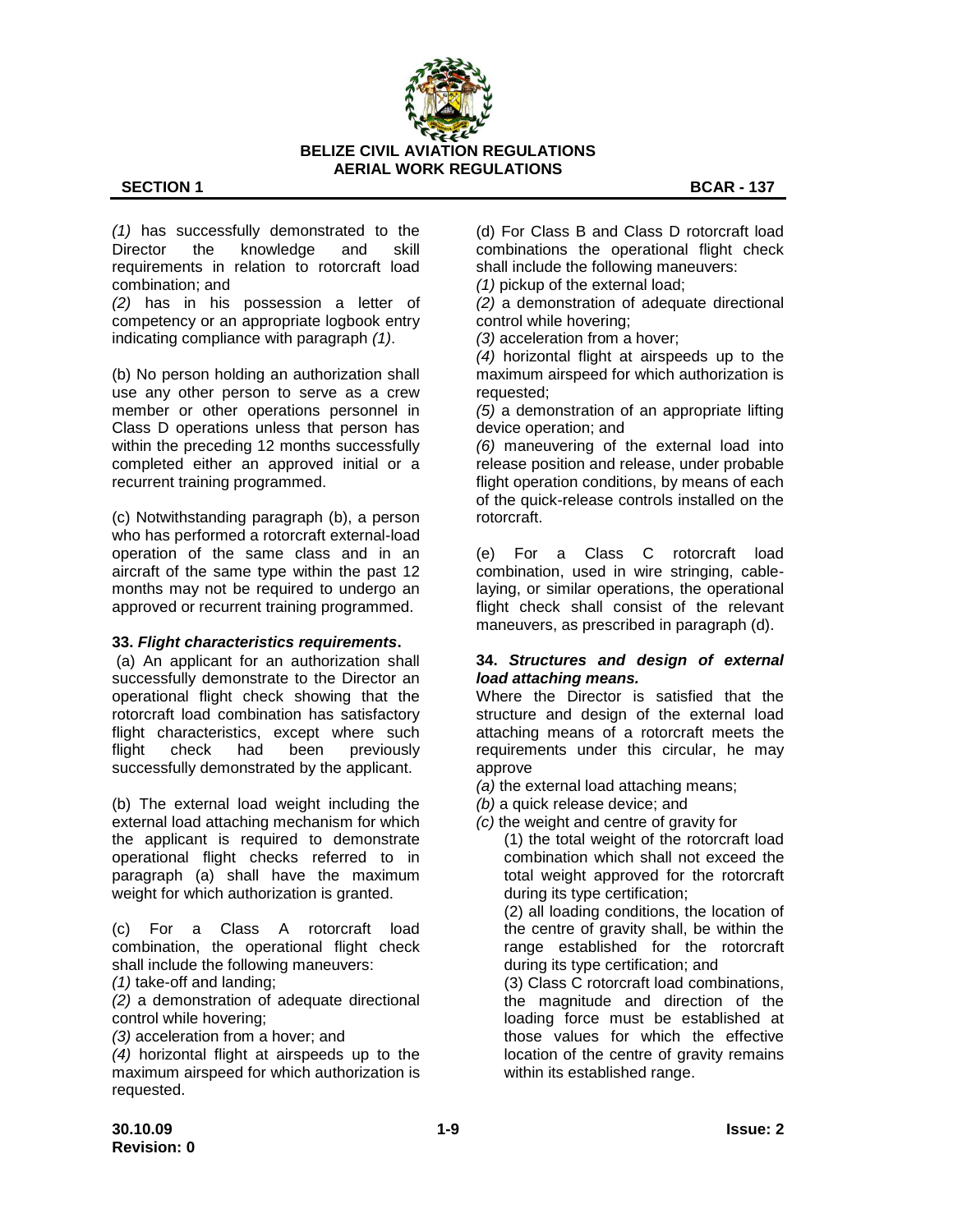*(1)* has successfully demonstrated to the Director the knowledge and skill requirements in relation to rotorcraft load combination; and

*(2)* has in his possession a letter of competency or an appropriate logbook entry indicating compliance with paragraph *(1)*.

(b) No person holding an authorization shall use any other person to serve as a crew member or other operations personnel in Class D operations unless that person has within the preceding 12 months successfully completed either an approved initial or a recurrent training programmed.

(c) Notwithstanding paragraph (b), a person who has performed a rotorcraft external-load operation of the same class and in an aircraft of the same type within the past 12 months may not be required to undergo an approved or recurrent training programmed.

**33. *Flight characteristics requirements*.**

(a) An applicant for an authorization shall successfully demonstrate to the Director an operational flight check showing that the rotorcraft load combination has satisfactory flight characteristics, except where such flight check had been previously successfully demonstrated by the applicant.

(b) The external load weight including the external load attaching mechanism for which the applicant is required to demonstrate operational flight checks referred to in paragraph (a) shall have the maximum weight for which authorization is granted.

(c) For a Class A rotorcraft load combination, the operational flight check shall include the following maneuvers:

*(1)* take-off and landing;

*(2)* a demonstration of adequate directional control while hovering;

*(3)* acceleration from a hover; and

*(4)* horizontal flight at airspeeds up to the maximum airspeed for which authorization is requested.

(d) For Class B and Class D rotorcraft load combinations the operational flight check shall include the following maneuvers:

*(1)* pickup of the external load;

*(2)* a demonstration of adequate directional control while hovering;

*(3)* acceleration from a hover;

*(4)* horizontal flight at airspeeds up to the maximum airspeed for which authorization is requested;

*(5)* a demonstration of an appropriate lifting device operation; and

*(6)* maneuvering of the external load into release position and release, under probable flight operation conditions, by means of each of the quick-release controls installed on the rotorcraft.

(e) For a Class C rotorcraft load combination, used in wire stringing, cable-laying, or similar operations, the operational flight check shall consist of the relevant maneuvers, as prescribed in paragraph (d).

**34. *Structures and design of external load attaching means.***

Where the Director is satisfied that the structure and design of the external load attaching means of a rotorcraft meets the requirements under this circular, he may approve

*(a)* the external load attaching means;

*(b)* a quick release device; and

*(c)* the weight and centre of gravity for

(1) the total weight of the rotorcraft load combination which shall not exceed the total weight approved for the rotorcraft during its type certification;

(2) all loading conditions, the location of the centre of gravity shall, be within the range established for the rotorcraft during its type certification; and

(3) Class C rotorcraft load combinations, the magnitude and direction of the loading force must be established at those values for which the effective location of the centre of gravity remains within its established range.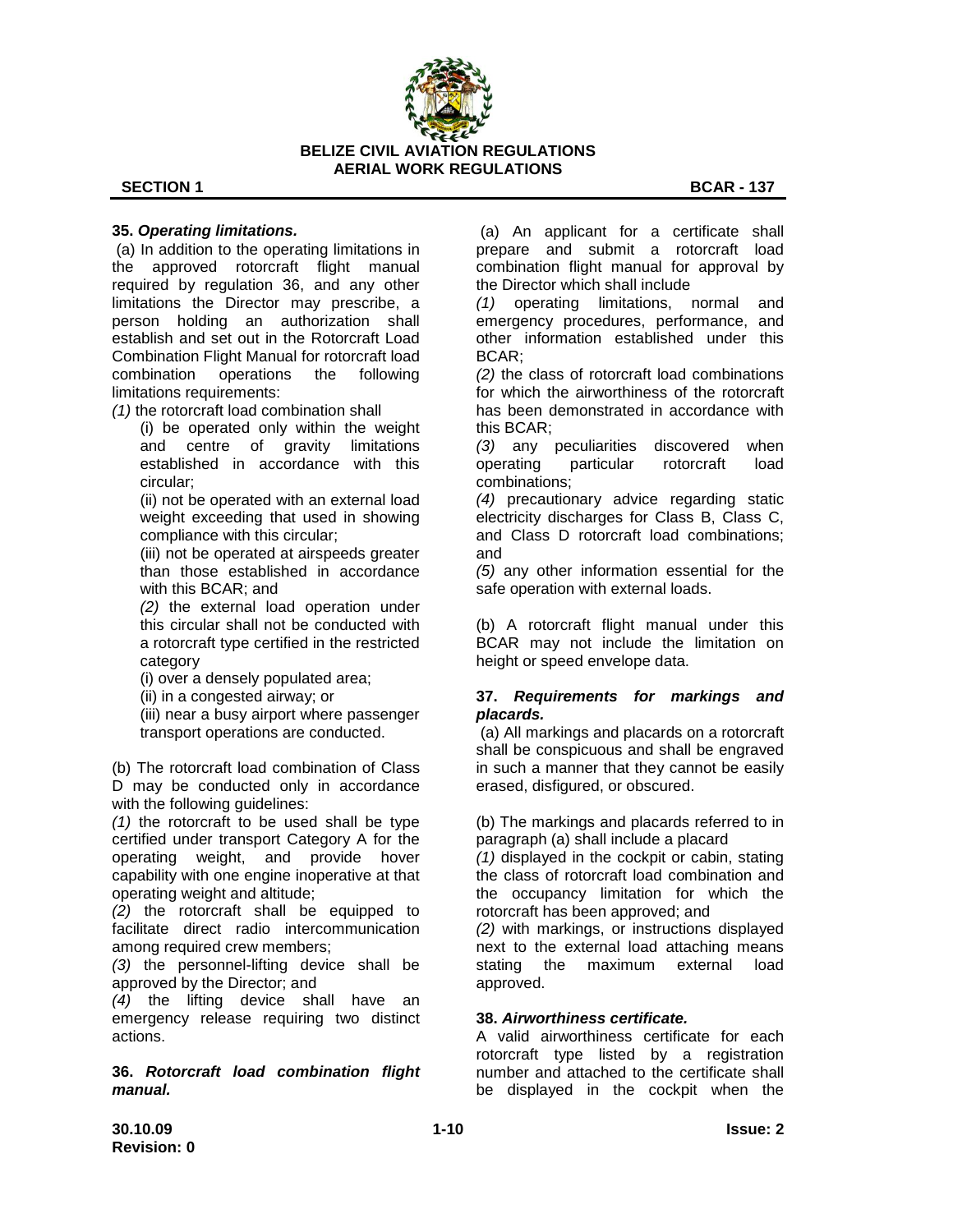**35. *Operating limitations.***

(a) In addition to the operating limitations in the approved rotorcraft flight manual required by regulation 36, and any other limitations the Director may prescribe, a person holding an authorization shall establish and set out in the Rotorcraft Load Combination Flight Manual for rotorcraft load combination operations the following limitations requirements:

*(1)* the rotorcraft load combination shall

(i) be operated only within the weight and centre of gravity limitations established in accordance with this circular;

(ii) not be operated with an external load weight exceeding that used in showing compliance with this circular;

(iii) not be operated at airspeeds greater than those established in accordance with this BCAR; and

*(2)* the external load operation under this circular shall not be conducted with a rotorcraft type certified in the restricted category

(i) over a densely populated area;

(ii) in a congested airway; or

(iii) near a busy airport where passenger transport operations are conducted.

(b) The rotorcraft load combination of Class D may be conducted only in accordance with the following guidelines:

*(1)* the rotorcraft to be used shall be type certified under transport Category A for the operating weight, and provide hover capability with one engine inoperative at that operating weight and altitude;

*(2)* the rotorcraft shall be equipped to facilitate direct radio intercommunication among required crew members;

*(3)* the personnel-lifting device shall be approved by the Director; and

*(4)* the lifting device shall have an emergency release requiring two distinct actions.

**36. *Rotorcraft load combination flight manual.***

(a) An applicant for a certificate shall prepare and submit a rotorcraft load combination flight manual for approval by the Director which shall include

*(1)* operating limitations, normal and emergency procedures, performance, and other information established under this BCAR;

*(2)* the class of rotorcraft load combinations for which the airworthiness of the rotorcraft has been demonstrated in accordance with this BCAR;

*(3)* any peculiarities discovered when operating particular rotorcraft load combinations;

*(4)* precautionary advice regarding static electricity discharges for Class B, Class C, and Class D rotorcraft load combinations; and

*(5)* any other information essential for the safe operation with external loads.

(b) A rotorcraft flight manual under this BCAR may not include the limitation on height or speed envelope data.

**37. *Requirements for markings and placards.***

(a) All markings and placards on a rotorcraft shall be conspicuous and shall be engraved in such a manner that they cannot be easily erased, disfigured, or obscured.

(b) The markings and placards referred to in paragraph (a) shall include a placard

*(1)* displayed in the cockpit or cabin, stating the class of rotorcraft load combination and the occupancy limitation for which the rotorcraft has been approved; and

*(2)* with markings, or instructions displayed next to the external load attaching means stating the maximum external load approved.

**38. *Airworthiness certificate.***

A valid airworthiness certificate for each rotorcraft type listed by a registration number and attached to the certificate shall be displayed in the cockpit when the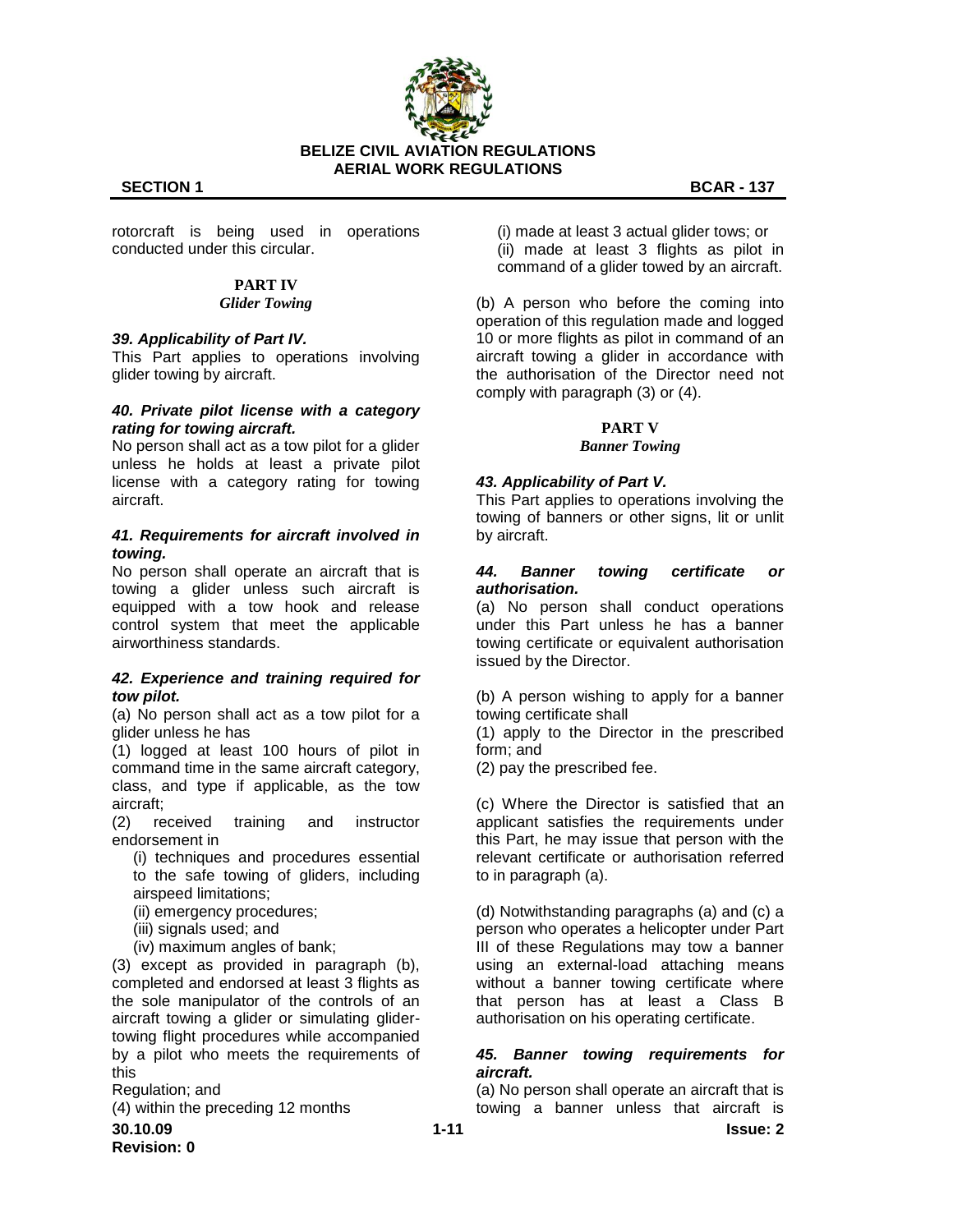rotorcraft is being used in operations conducted under this circular.

## PART IV
*Glider Towing*

### *39. Applicability of Part IV.*
This Part applies to operations involving glider towing by aircraft.

### *40. Private pilot license with a category rating for towing aircraft.*
No person shall act as a tow pilot for a glider unless he holds at least a private pilot license with a category rating for towing aircraft.

### *41. Requirements for aircraft involved in towing.*
No person shall operate an aircraft that is towing a glider unless such aircraft is equipped with a tow hook and release control system that meet the applicable airworthiness standards.

### *42. Experience and training required for tow pilot.*
(a) No person shall act as a tow pilot for a glider unless he has

(1) logged at least 100 hours of pilot in command time in the same aircraft category, class, and type if applicable, as the tow aircraft;

(2) received training and instructor endorsement in

- (i) techniques and procedures essential to the safe towing of gliders, including airspeed limitations;
- (ii) emergency procedures;
- (iii) signals used; and
- (iv) maximum angles of bank;

(3) except as provided in paragraph (b), completed and endorsed at least 3 flights as the sole manipulator of the controls of an aircraft towing a glider or simulating glider-towing flight procedures while accompanied by a pilot who meets the requirements of this Regulation; and

(4) within the preceding 12 months

- (i) made at least 3 actual glider tows; or
- (ii) made at least 3 flights as pilot in command of a glider towed by an aircraft.

(b) A person who before the coming into operation of this regulation made and logged 10 or more flights as pilot in command of an aircraft towing a glider in accordance with the authorisation of the Director need not comply with paragraph (3) or (4).

## PART V
*Banner Towing*

### *43. Applicability of Part V.*
This Part applies to operations involving the towing of banners or other signs, lit or unlit by aircraft.

### *44. Banner towing certificate or authorisation.*
(a) No person shall conduct operations under this Part unless he has a banner towing certificate or equivalent authorisation issued by the Director.

(b) A person wishing to apply for a banner towing certificate shall

(1) apply to the Director in the prescribed form; and

(2) pay the prescribed fee.

(c) Where the Director is satisfied that an applicant satisfies the requirements under this Part, he may issue that person with the relevant certificate or authorisation referred to in paragraph (a).

(d) Notwithstanding paragraphs (a) and (c) a person who operates a helicopter under Part III of these Regulations may tow a banner using an external-load attaching means without a banner towing certificate where that person has at least a Class B authorisation on his operating certificate.

### *45. Banner towing requirements for aircraft.*
(a) No person shall operate an aircraft that is towing a banner unless that aircraft is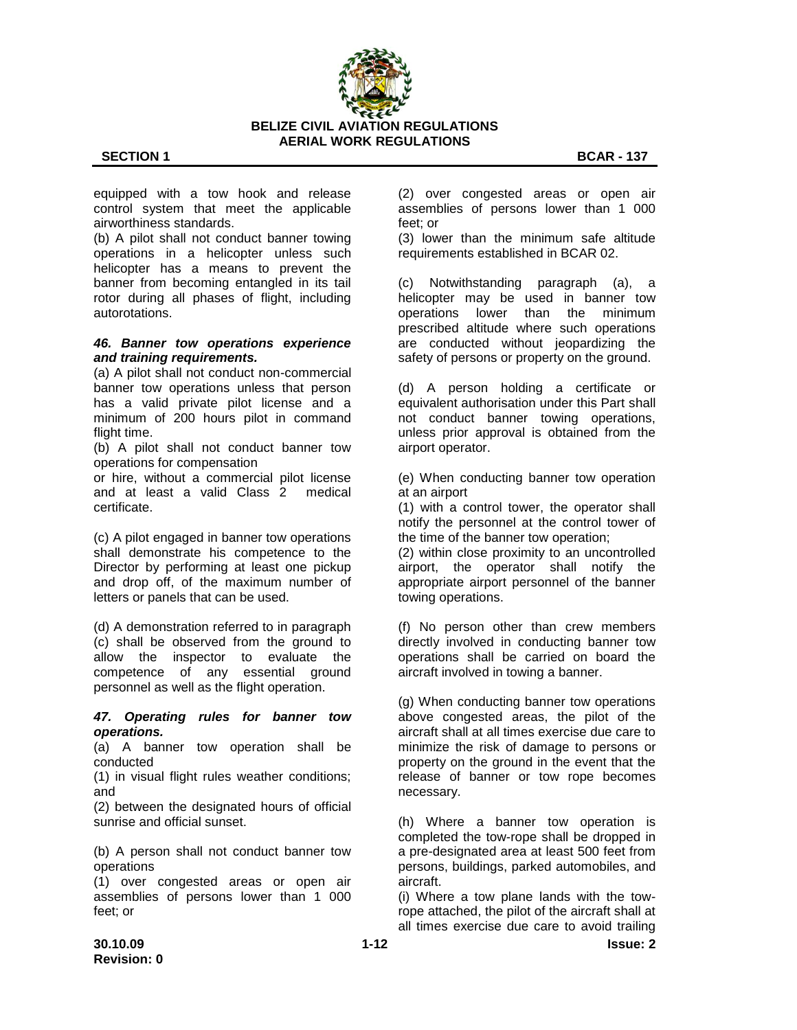equipped with a tow hook and release control system that meet the applicable airworthiness standards.

(b) A pilot shall not conduct banner towing operations in a helicopter unless such helicopter has a means to prevent the banner from becoming entangled in its tail rotor during all phases of flight, including autorotations.

***46. Banner tow operations experience and training requirements.***

(a) A pilot shall not conduct non-commercial banner tow operations unless that person has a valid private pilot license and a minimum of 200 hours pilot in command flight time.

(b) A pilot shall not conduct banner tow operations for compensation
or hire, without a commercial pilot license and at least a valid Class 2 medical certificate.

(c) A pilot engaged in banner tow operations shall demonstrate his competence to the Director by performing at least one pickup and drop off, of the maximum number of letters or panels that can be used.

(d) A demonstration referred to in paragraph (c) shall be observed from the ground to allow the inspector to evaluate the competence of any essential ground personnel as well as the flight operation.

***47. Operating rules for banner tow operations.***

(a) A banner tow operation shall be conducted

(1) in visual flight rules weather conditions; and

(2) between the designated hours of official sunrise and official sunset.

(b) A person shall not conduct banner tow operations

(1) over congested areas or open air assemblies of persons lower than 1 000 feet; or

(2) over congested areas or open air assemblies of persons lower than 1 000 feet; or

(3) lower than the minimum safe altitude requirements established in BCAR 02.

(c) Notwithstanding paragraph (a), a helicopter may be used in banner tow operations lower than the minimum prescribed altitude where such operations are conducted without jeopardizing the safety of persons or property on the ground.

(d) A person holding a certificate or equivalent authorisation under this Part shall not conduct banner towing operations, unless prior approval is obtained from the airport operator.

(e) When conducting banner tow operation at an airport

(1) with a control tower, the operator shall notify the personnel at the control tower of the time of the banner tow operation;

(2) within close proximity to an uncontrolled airport, the operator shall notify the appropriate airport personnel of the banner towing operations.

(f) No person other than crew members directly involved in conducting banner tow operations shall be carried on board the aircraft involved in towing a banner.

(g) When conducting banner tow operations above congested areas, the pilot of the aircraft shall at all times exercise due care to minimize the risk of damage to persons or property on the ground in the event that the release of banner or tow rope becomes necessary.

(h) Where a banner tow operation is completed the tow-rope shall be dropped in a pre-designated area at least 500 feet from persons, buildings, parked automobiles, and aircraft.

(i) Where a tow plane lands with the tow-rope attached, the pilot of the aircraft shall at all times exercise due care to avoid trailing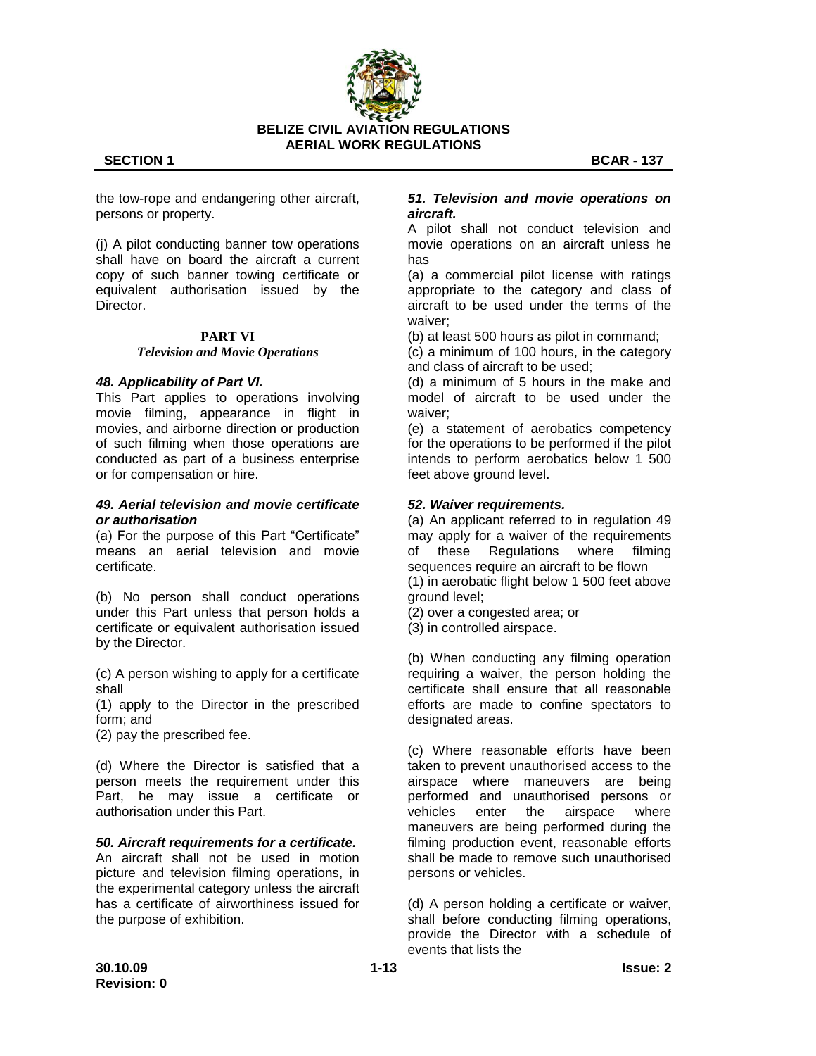the tow-rope and endangering other aircraft, persons or property.

(j) A pilot conducting banner tow operations shall have on board the aircraft a current copy of such banner towing certificate or equivalent authorisation issued by the Director.

## PART VI
### *Television and Movie Operations*

***48. Applicability of Part VI.***
This Part applies to operations involving movie filming, appearance in flight in movies, and airborne direction or production of such filming when those operations are conducted as part of a business enterprise or for compensation or hire.

***49. Aerial television and movie certificate or authorisation***
(a) For the purpose of this Part "Certificate" means an aerial television and movie certificate.

(b) No person shall conduct operations under this Part unless that person holds a certificate or equivalent authorisation issued by the Director.

(c) A person wishing to apply for a certificate shall
(1) apply to the Director in the prescribed form; and
(2) pay the prescribed fee.

(d) Where the Director is satisfied that a person meets the requirement under this Part, he may issue a certificate or authorisation under this Part.

***50. Aircraft requirements for a certificate.***
An aircraft shall not be used in motion picture and television filming operations, in the experimental category unless the aircraft has a certificate of airworthiness issued for the purpose of exhibition.

***51. Television and movie operations on aircraft.***
A pilot shall not conduct television and movie operations on an aircraft unless he has
(a) a commercial pilot license with ratings appropriate to the category and class of aircraft to be used under the terms of the waiver;
(b) at least 500 hours as pilot in command;
(c) a minimum of 100 hours, in the category and class of aircraft to be used;
(d) a minimum of 5 hours in the make and model of aircraft to be used under the waiver;
(e) a statement of aerobatics competency for the operations to be performed if the pilot intends to perform aerobatics below 1 500 feet above ground level.

***52. Waiver requirements.***
(a) An applicant referred to in regulation 49 may apply for a waiver of the requirements of these Regulations where filming sequences require an aircraft to be flown
(1) in aerobatic flight below 1 500 feet above ground level;
(2) over a congested area; or
(3) in controlled airspace.

(b) When conducting any filming operation requiring a waiver, the person holding the certificate shall ensure that all reasonable efforts are made to confine spectators to designated areas.

(c) Where reasonable efforts have been taken to prevent unauthorised access to the airspace where maneuvers are being performed and unauthorised persons or vehicles enter the airspace where maneuvers are being performed during the filming production event, reasonable efforts shall be made to remove such unauthorised persons or vehicles.

(d) A person holding a certificate or waiver, shall before conducting filming operations, provide the Director with a schedule of events that lists the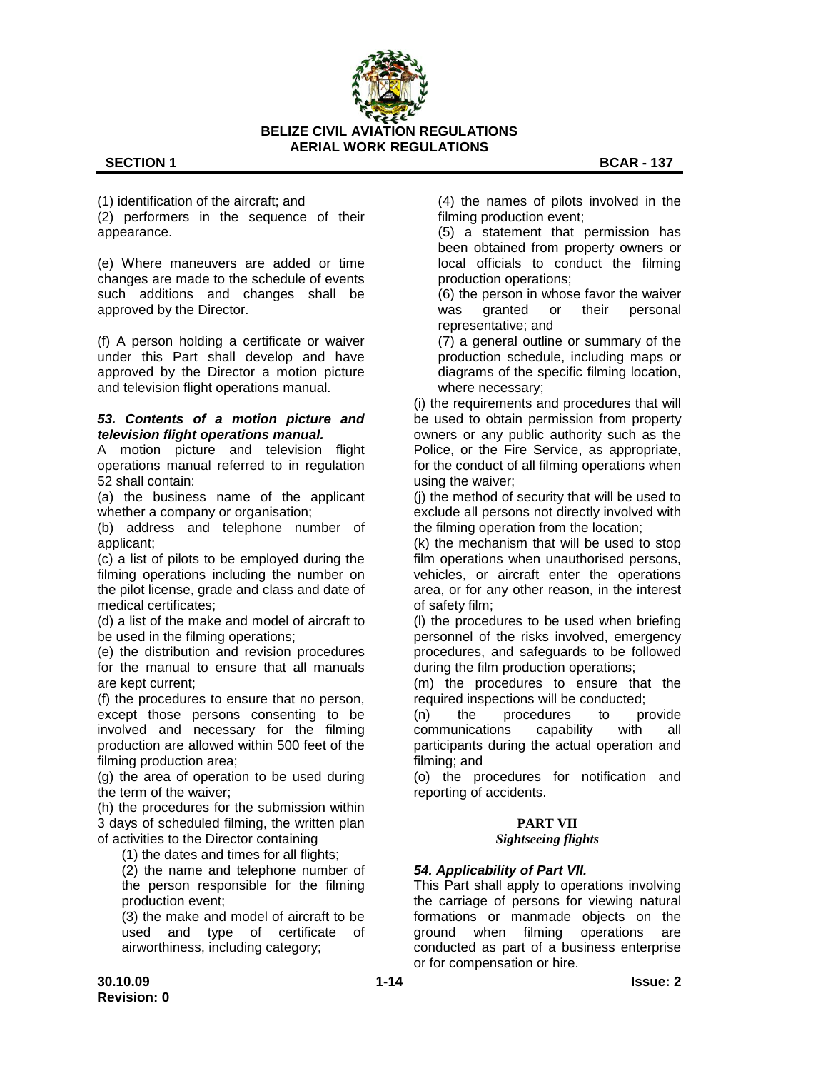(1) identification of the aircraft; and

(2) performers in the sequence of their appearance.

(e) Where maneuvers are added or time changes are made to the schedule of events such additions and changes shall be approved by the Director.

(f) A person holding a certificate or waiver under this Part shall develop and have approved by the Director a motion picture and television flight operations manual.

***53. Contents of a motion picture and television flight operations manual.***

A motion picture and television flight operations manual referred to in regulation 52 shall contain:

(a) the business name of the applicant whether a company or organisation;

(b) address and telephone number of applicant;

(c) a list of pilots to be employed during the filming operations including the number on the pilot license, grade and class and date of medical certificates;

(d) a list of the make and model of aircraft to be used in the filming operations;

(e) the distribution and revision procedures for the manual to ensure that all manuals are kept current;

(f) the procedures to ensure that no person, except those persons consenting to be involved and necessary for the filming production are allowed within 500 feet of the filming production area;

(g) the area of operation to be used during the term of the waiver;

(h) the procedures for the submission within 3 days of scheduled filming, the written plan of activities to the Director containing

(1) the dates and times for all flights;

(2) the name and telephone number of the person responsible for the filming production event;

(3) the make and model of aircraft to be used and type of certificate of airworthiness, including category;

(4) the names of pilots involved in the filming production event;

(5) a statement that permission has been obtained from property owners or local officials to conduct the filming production operations;

(6) the person in whose favor the waiver was granted or their personal representative; and

(7) a general outline or summary of the production schedule, including maps or diagrams of the specific filming location, where necessary;

(i) the requirements and procedures that will be used to obtain permission from property owners or any public authority such as the Police, or the Fire Service, as appropriate, for the conduct of all filming operations when using the waiver;

(j) the method of security that will be used to exclude all persons not directly involved with the filming operation from the location;

(k) the mechanism that will be used to stop film operations when unauthorised persons, vehicles, or aircraft enter the operations area, or for any other reason, in the interest of safety film;

(l) the procedures to be used when briefing personnel of the risks involved, emergency procedures, and safeguards to be followed during the film production operations;

(m) the procedures to ensure that the required inspections will be conducted;

(n) the procedures to provide communications capability with all participants during the actual operation and filming; and

(o) the procedures for notification and reporting of accidents.

## PART VII
*Sightseeing flights*

***54. Applicability of Part VII.***

This Part shall apply to operations involving the carriage of persons for viewing natural formations or manmade objects on the ground when filming operations are conducted as part of a business enterprise or for compensation or hire.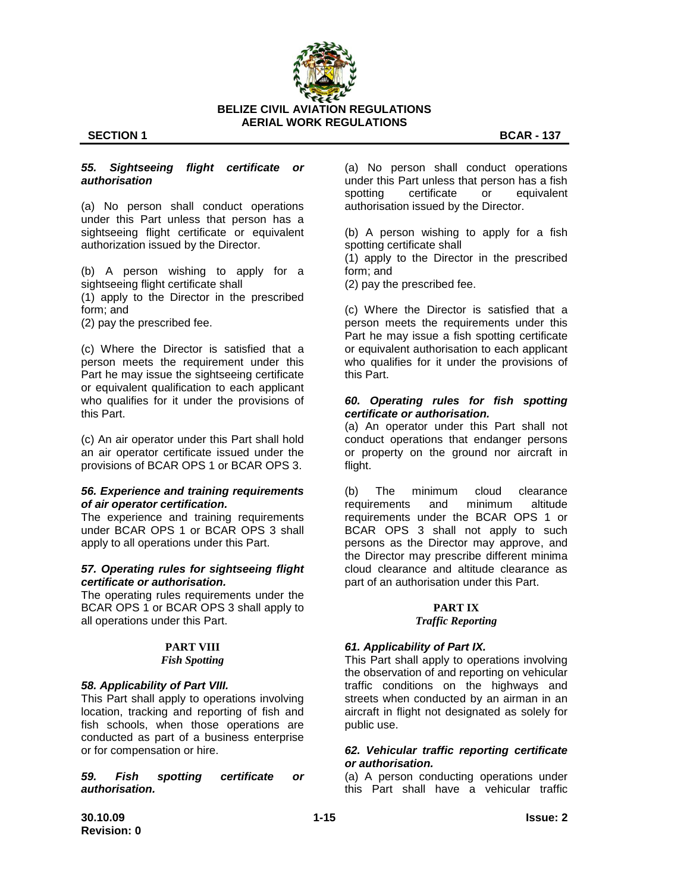### *55. Sightseeing flight certificate or authorisation*

(a) No person shall conduct operations under this Part unless that person has a sightseeing flight certificate or equivalent authorization issued by the Director.

(b) A person wishing to apply for a sightseeing flight certificate shall
(1) apply to the Director in the prescribed form; and
(2) pay the prescribed fee.

(c) Where the Director is satisfied that a person meets the requirement under this Part he may issue the sightseeing certificate or equivalent qualification to each applicant who qualifies for it under the provisions of this Part.

(c) An air operator under this Part shall hold an air operator certificate issued under the provisions of BCAR OPS 1 or BCAR OPS 3.

### *56. Experience and training requirements of air operator certification.*

The experience and training requirements under BCAR OPS 1 or BCAR OPS 3 shall apply to all operations under this Part.

### *57. Operating rules for sightseeing flight certificate or authorisation.*

The operating rules requirements under the BCAR OPS 1 or BCAR OPS 3 shall apply to all operations under this Part.

## PART VIII
*Fish Spotting*

### *58. Applicability of Part VIII.*

This Part shall apply to operations involving location, tracking and reporting of fish and fish schools, when those operations are conducted as part of a business enterprise or for compensation or hire.

### *59. Fish spotting certificate or authorisation.*

(a) No person shall conduct operations under this Part unless that person has a fish spotting certificate or equivalent authorisation issued by the Director.

(b) A person wishing to apply for a fish spotting certificate shall
(1) apply to the Director in the prescribed form; and
(2) pay the prescribed fee.

(c) Where the Director is satisfied that a person meets the requirements under this Part he may issue a fish spotting certificate or equivalent authorisation to each applicant who qualifies for it under the provisions of this Part.

### *60. Operating rules for fish spotting certificate or authorisation.*

(a) An operator under this Part shall not conduct operations that endanger persons or property on the ground nor aircraft in flight.

(b) The minimum cloud clearance requirements and minimum altitude requirements under the BCAR OPS 1 or BCAR OPS 3 shall not apply to such persons as the Director may approve, and the Director may prescribe different minima cloud clearance and altitude clearance as part of an authorisation under this Part.

## PART IX
*Traffic Reporting*

### *61. Applicability of Part IX.*

This Part shall apply to operations involving the observation of and reporting on vehicular traffic conditions on the highways and streets when conducted by an airman in an aircraft in flight not designated as solely for public use.

### *62. Vehicular traffic reporting certificate or authorisation.*

(a) A person conducting operations under this Part shall have a vehicular traffic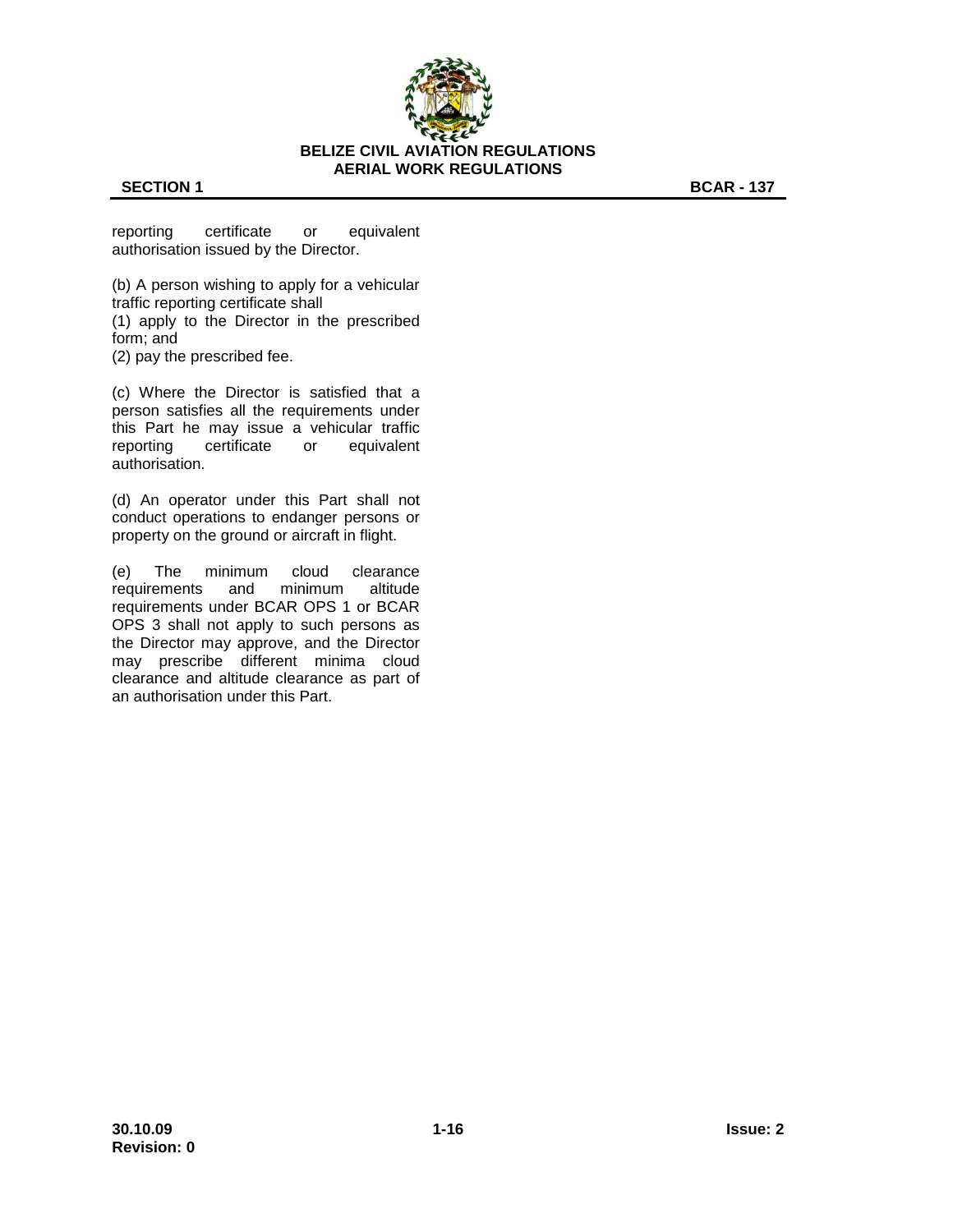reporting certificate or equivalent authorisation issued by the Director.

(b) A person wishing to apply for a vehicular traffic reporting certificate shall

(1) apply to the Director in the prescribed form; and

(2) pay the prescribed fee.

(c) Where the Director is satisfied that a person satisfies all the requirements under this Part he may issue a vehicular traffic reporting certificate or equivalent authorisation.

(d) An operator under this Part shall not conduct operations to endanger persons or property on the ground or aircraft in flight.

(e) The minimum cloud clearance requirements and minimum altitude requirements under BCAR OPS 1 or BCAR OPS 3 shall not apply to such persons as the Director may approve, and the Director may prescribe different minima cloud clearance and altitude clearance as part of an authorisation under this Part.